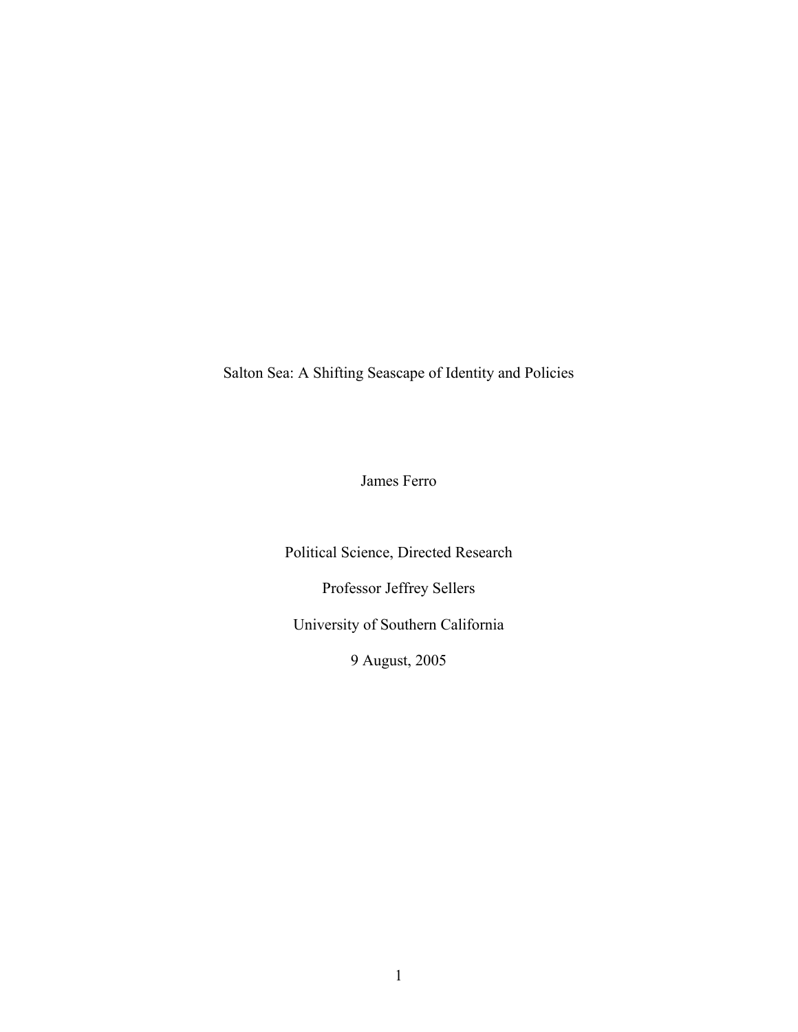# Salton Sea: A Shifting Seascape of Identity and Policies

James Ferro

Political Science, Directed Research

Professor Jeffrey Sellers

University of Southern California

9 August, 2005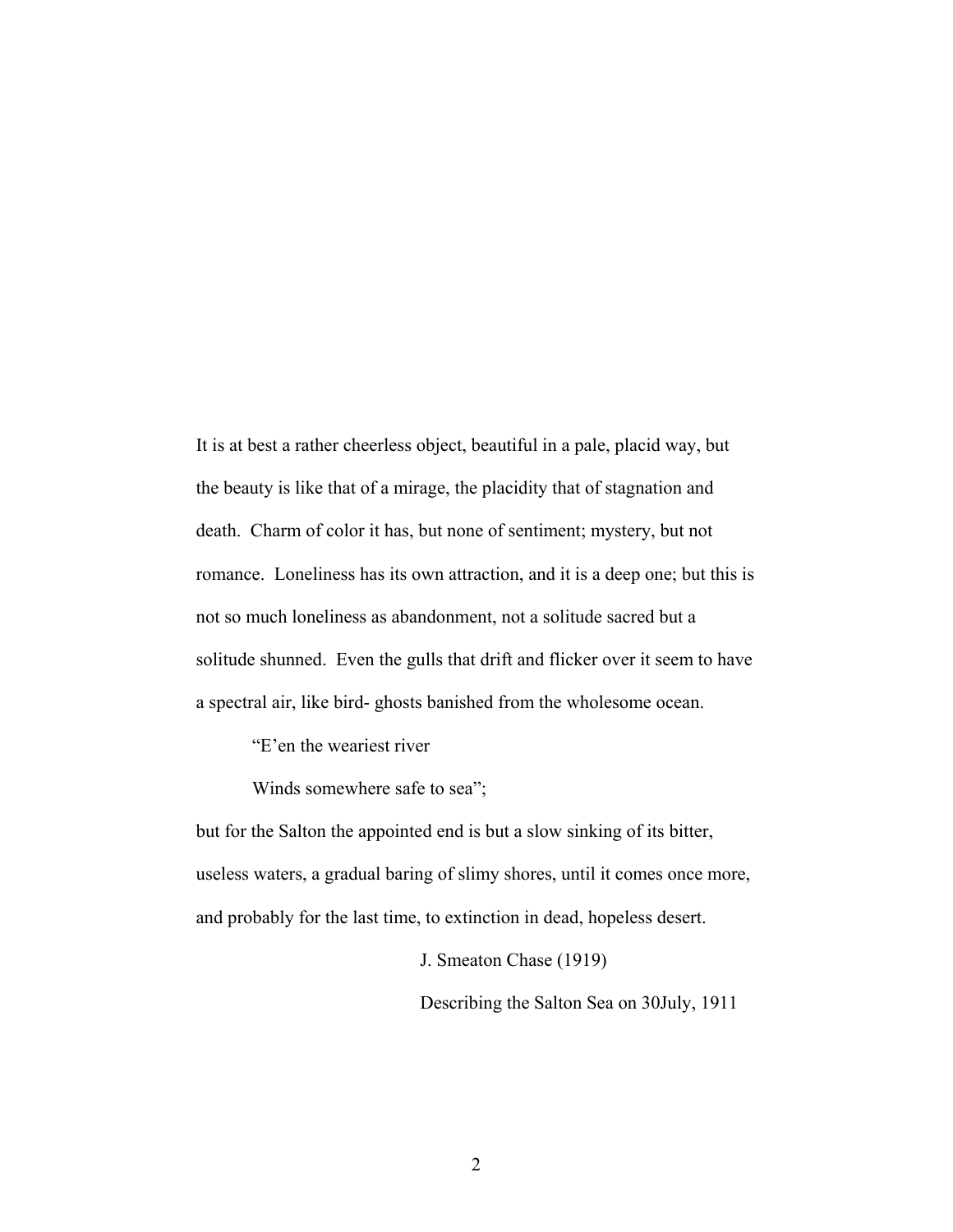It is at best a rather cheerless object, beautiful in a pale, placid way, but the beauty is like that of a mirage, the placidity that of stagnation and death. Charm of color it has, but none of sentiment; mystery, but not romance. Loneliness has its own attraction, and it is a deep one; but this is not so much loneliness as abandonment, not a solitude sacred but a solitude shunned. Even the gulls that drift and flicker over it seem to have a spectral air, like bird- ghosts banished from the wholesome ocean.

> "E'en the weariest river
>
> Winds somewhere safe to sea";

but for the Salton the appointed end is but a slow sinking of its bitter, useless waters, a gradual baring of slimy shores, until it comes once more, and probably for the last time, to extinction in dead, hopeless desert.

J. Smeaton Chase (1919)

Describing the Salton Sea on 30July, 1911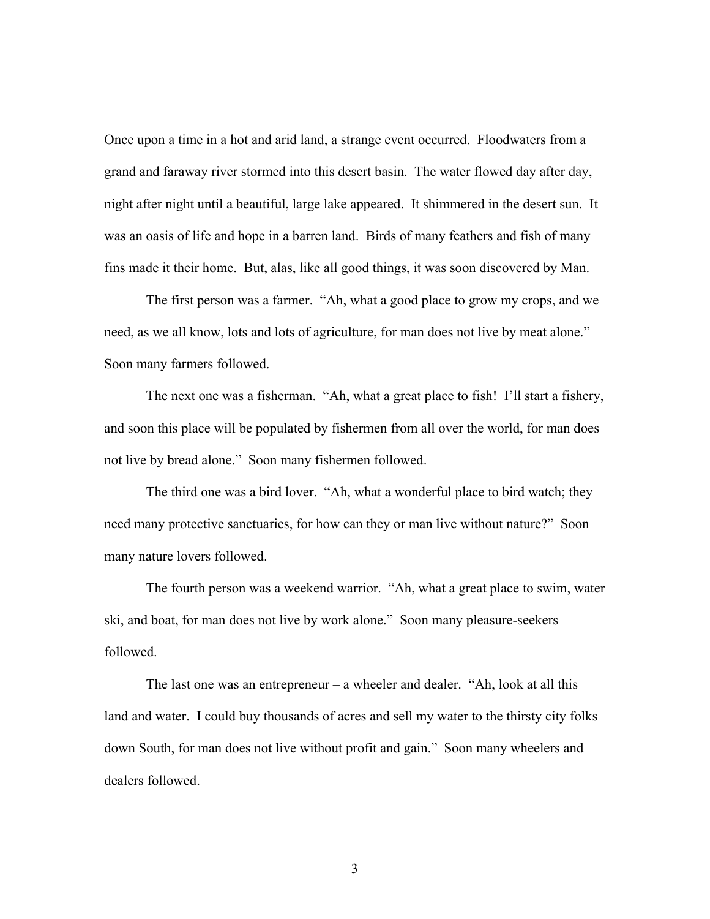Once upon a time in a hot and arid land, a strange event occurred. Floodwaters from a grand and faraway river stormed into this desert basin. The water flowed day after day, night after night until a beautiful, large lake appeared. It shimmered in the desert sun. It was an oasis of life and hope in a barren land. Birds of many feathers and fish of many fins made it their home. But, alas, like all good things, it was soon discovered by Man.

The first person was a farmer. "Ah, what a good place to grow my crops, and we need, as we all know, lots and lots of agriculture, for man does not live by meat alone." Soon many farmers followed.

The next one was a fisherman. "Ah, what a great place to fish! I'll start a fishery, and soon this place will be populated by fishermen from all over the world, for man does not live by bread alone." Soon many fishermen followed.

The third one was a bird lover. "Ah, what a wonderful place to bird watch; they need many protective sanctuaries, for how can they or man live without nature?" Soon many nature lovers followed.

The fourth person was a weekend warrior. "Ah, what a great place to swim, water ski, and boat, for man does not live by work alone." Soon many pleasure-seekers followed.

The last one was an entrepreneur – a wheeler and dealer. "Ah, look at all this land and water. I could buy thousands of acres and sell my water to the thirsty city folks down South, for man does not live without profit and gain." Soon many wheelers and dealers followed.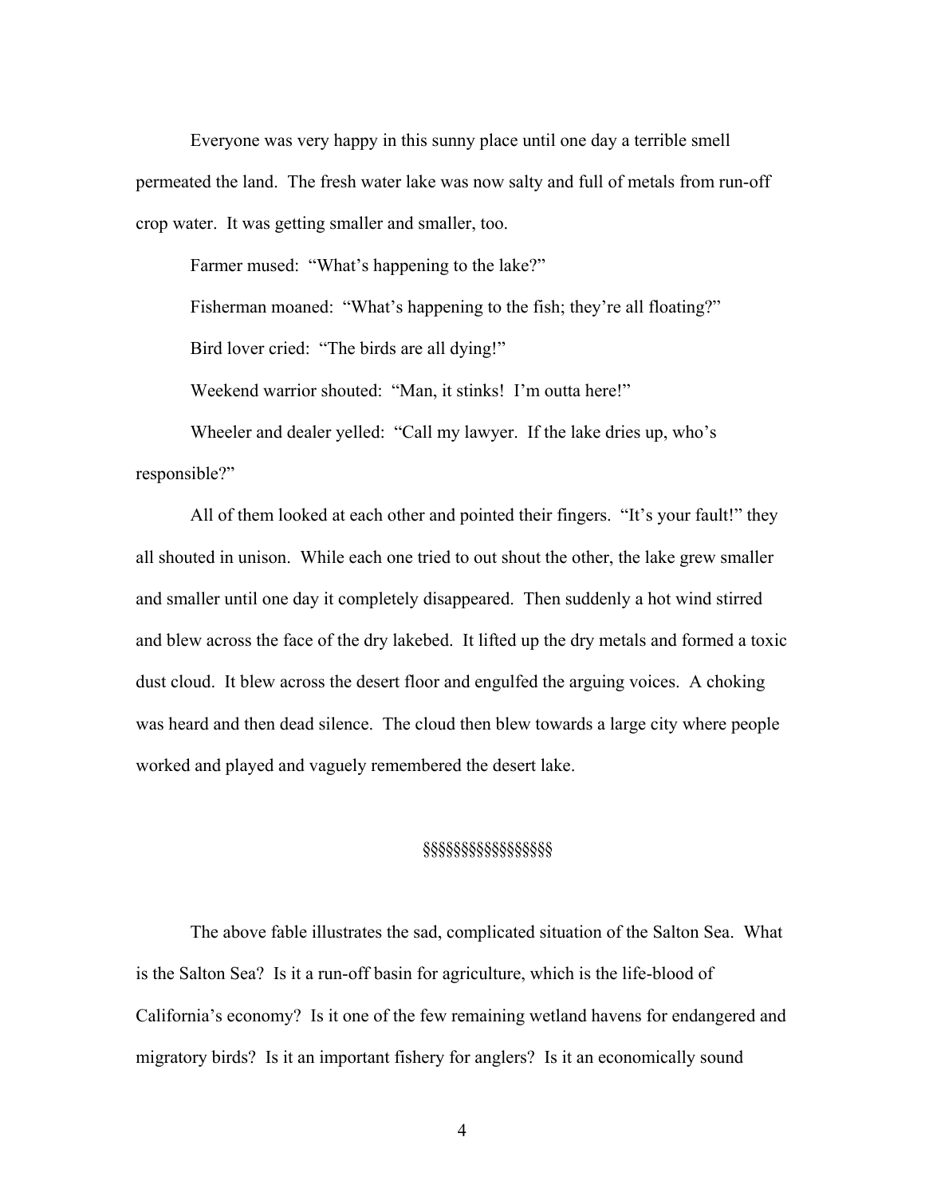Everyone was very happy in this sunny place until one day a terrible smell permeated the land. The fresh water lake was now salty and full of metals from run-off crop water. It was getting smaller and smaller, too.

Farmer mused: "What's happening to the lake?"

Fisherman moaned: "What's happening to the fish; they're all floating?"

Bird lover cried: "The birds are all dying!"

Weekend warrior shouted: "Man, it stinks! I'm outta here!"

Wheeler and dealer yelled: "Call my lawyer. If the lake dries up, who's responsible?"

All of them looked at each other and pointed their fingers. "It's your fault!" they all shouted in unison. While each one tried to out shout the other, the lake grew smaller and smaller until one day it completely disappeared. Then suddenly a hot wind stirred and blew across the face of the dry lakebed. It lifted up the dry metals and formed a toxic dust cloud. It blew across the desert floor and engulfed the arguing voices. A choking was heard and then dead silence. The cloud then blew towards a large city where people worked and played and vaguely remembered the desert lake.

§§§§§§§§§§§§§§§§§§

The above fable illustrates the sad, complicated situation of the Salton Sea. What is the Salton Sea? Is it a run-off basin for agriculture, which is the life-blood of California's economy? Is it one of the few remaining wetland havens for endangered and migratory birds? Is it an important fishery for anglers? Is it an economically sound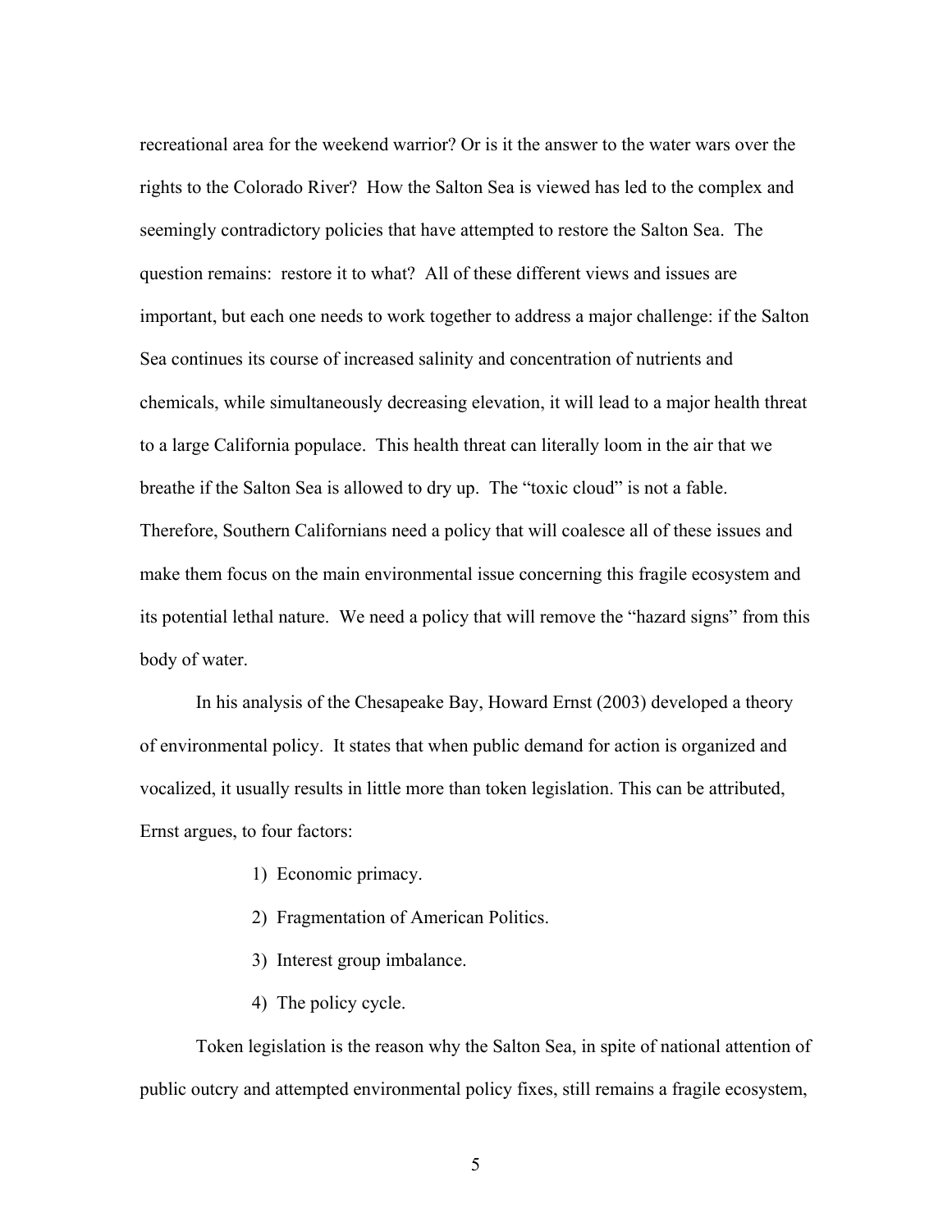recreational area for the weekend warrior? Or is it the answer to the water wars over the rights to the Colorado River? How the Salton Sea is viewed has led to the complex and seemingly contradictory policies that have attempted to restore the Salton Sea. The question remains: restore it to what? All of these different views and issues are important, but each one needs to work together to address a major challenge: if the Salton Sea continues its course of increased salinity and concentration of nutrients and chemicals, while simultaneously decreasing elevation, it will lead to a major health threat to a large California populace. This health threat can literally loom in the air that we breathe if the Salton Sea is allowed to dry up. The "toxic cloud" is not a fable. Therefore, Southern Californians need a policy that will coalesce all of these issues and make them focus on the main environmental issue concerning this fragile ecosystem and its potential lethal nature. We need a policy that will remove the "hazard signs" from this body of water.

In his analysis of the Chesapeake Bay, Howard Ernst (2003) developed a theory of environmental policy. It states that when public demand for action is organized and vocalized, it usually results in little more than token legislation. This can be attributed, Ernst argues, to four factors:

1) Economic primacy.
2) Fragmentation of American Politics.
3) Interest group imbalance.
4) The policy cycle.

Token legislation is the reason why the Salton Sea, in spite of national attention of public outcry and attempted environmental policy fixes, still remains a fragile ecosystem,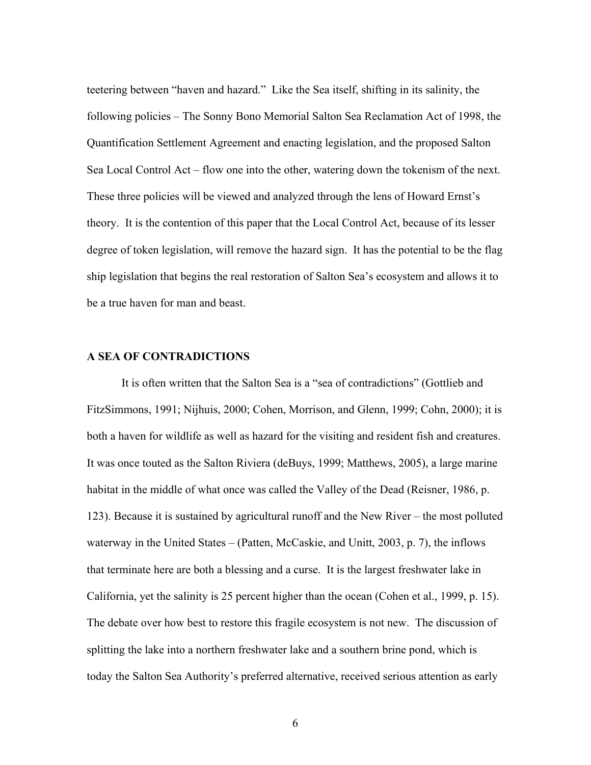teetering between “haven and hazard.” Like the Sea itself, shifting in its salinity, the following policies – The Sonny Bono Memorial Salton Sea Reclamation Act of 1998, the Quantification Settlement Agreement and enacting legislation, and the proposed Salton Sea Local Control Act – flow one into the other, watering down the tokenism of the next. These three policies will be viewed and analyzed through the lens of Howard Ernst’s theory. It is the contention of this paper that the Local Control Act, because of its lesser degree of token legislation, will remove the hazard sign. It has the potential to be the flag ship legislation that begins the real restoration of Salton Sea’s ecosystem and allows it to be a true haven for man and beast.

## A SEA OF CONTRADICTIONS

It is often written that the Salton Sea is a “sea of contradictions” (Gottlieb and FitzSimmons, 1991; Nijhuis, 2000; Cohen, Morrison, and Glenn, 1999; Cohn, 2000); it is both a haven for wildlife as well as hazard for the visiting and resident fish and creatures. It was once touted as the Salton Riviera (deBuys, 1999; Matthews, 2005), a large marine habitat in the middle of what once was called the Valley of the Dead (Reisner, 1986, p. 123). Because it is sustained by agricultural runoff and the New River – the most polluted waterway in the United States – (Patten, McCaskie, and Unitt, 2003, p. 7), the inflows that terminate here are both a blessing and a curse. It is the largest freshwater lake in California, yet the salinity is 25 percent higher than the ocean (Cohen et al., 1999, p. 15). The debate over how best to restore this fragile ecosystem is not new. The discussion of splitting the lake into a northern freshwater lake and a southern brine pond, which is today the Salton Sea Authority’s preferred alternative, received serious attention as early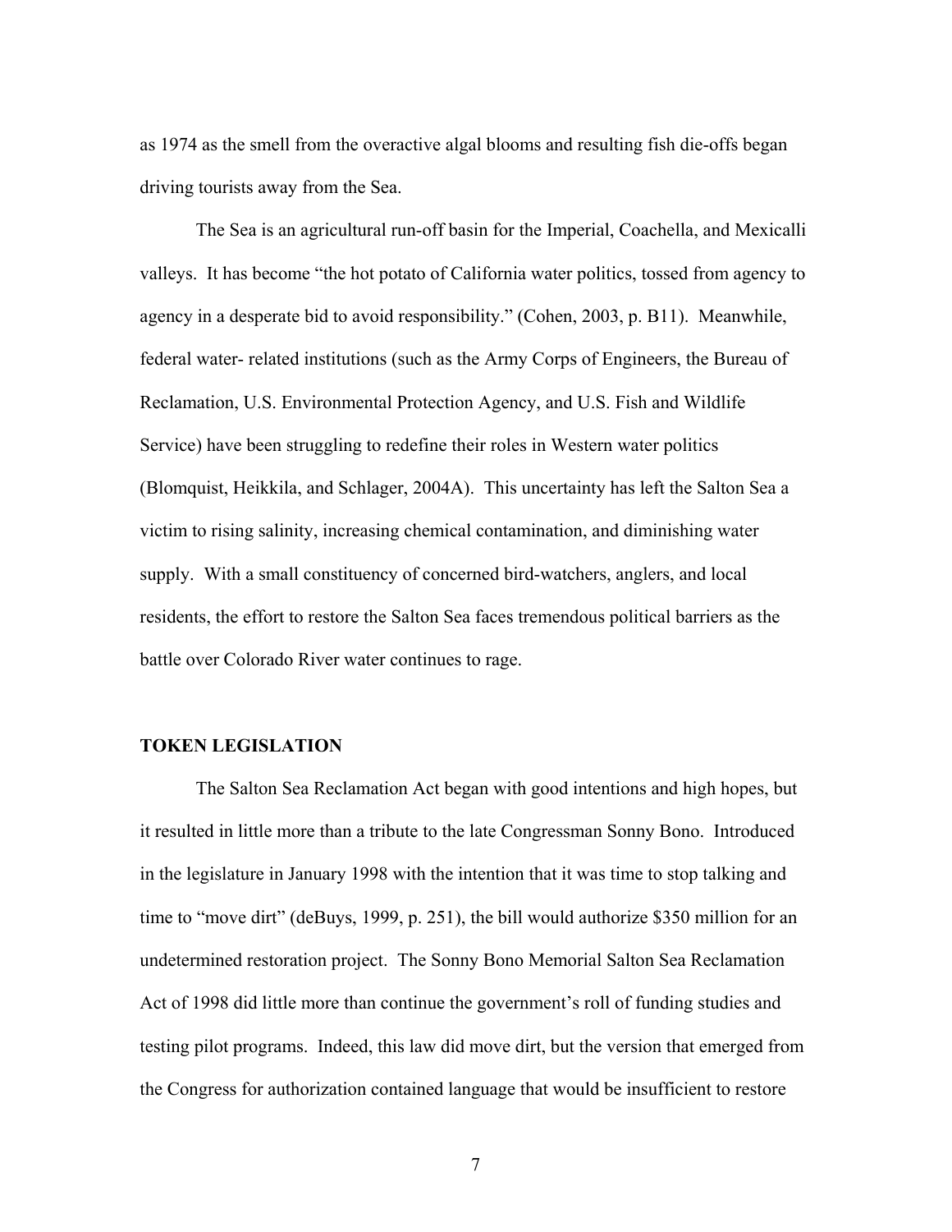as 1974 as the smell from the overactive algal blooms and resulting fish die-offs began driving tourists away from the Sea.

The Sea is an agricultural run-off basin for the Imperial, Coachella, and Mexicalli valleys. It has become "the hot potato of California water politics, tossed from agency to agency in a desperate bid to avoid responsibility." (Cohen, 2003, p. B11). Meanwhile, federal water- related institutions (such as the Army Corps of Engineers, the Bureau of Reclamation, U.S. Environmental Protection Agency, and U.S. Fish and Wildlife Service) have been struggling to redefine their roles in Western water politics (Blomquist, Heikkila, and Schlager, 2004A). This uncertainty has left the Salton Sea a victim to rising salinity, increasing chemical contamination, and diminishing water supply. With a small constituency of concerned bird-watchers, anglers, and local residents, the effort to restore the Salton Sea faces tremendous political barriers as the battle over Colorado River water continues to rage.

## TOKEN LEGISLATION

The Salton Sea Reclamation Act began with good intentions and high hopes, but it resulted in little more than a tribute to the late Congressman Sonny Bono. Introduced in the legislature in January 1998 with the intention that it was time to stop talking and time to "move dirt" (deBuys, 1999, p. 251), the bill would authorize $350 million for an undetermined restoration project. The Sonny Bono Memorial Salton Sea Reclamation Act of 1998 did little more than continue the government's roll of funding studies and testing pilot programs. Indeed, this law did move dirt, but the version that emerged from the Congress for authorization contained language that would be insufficient to restore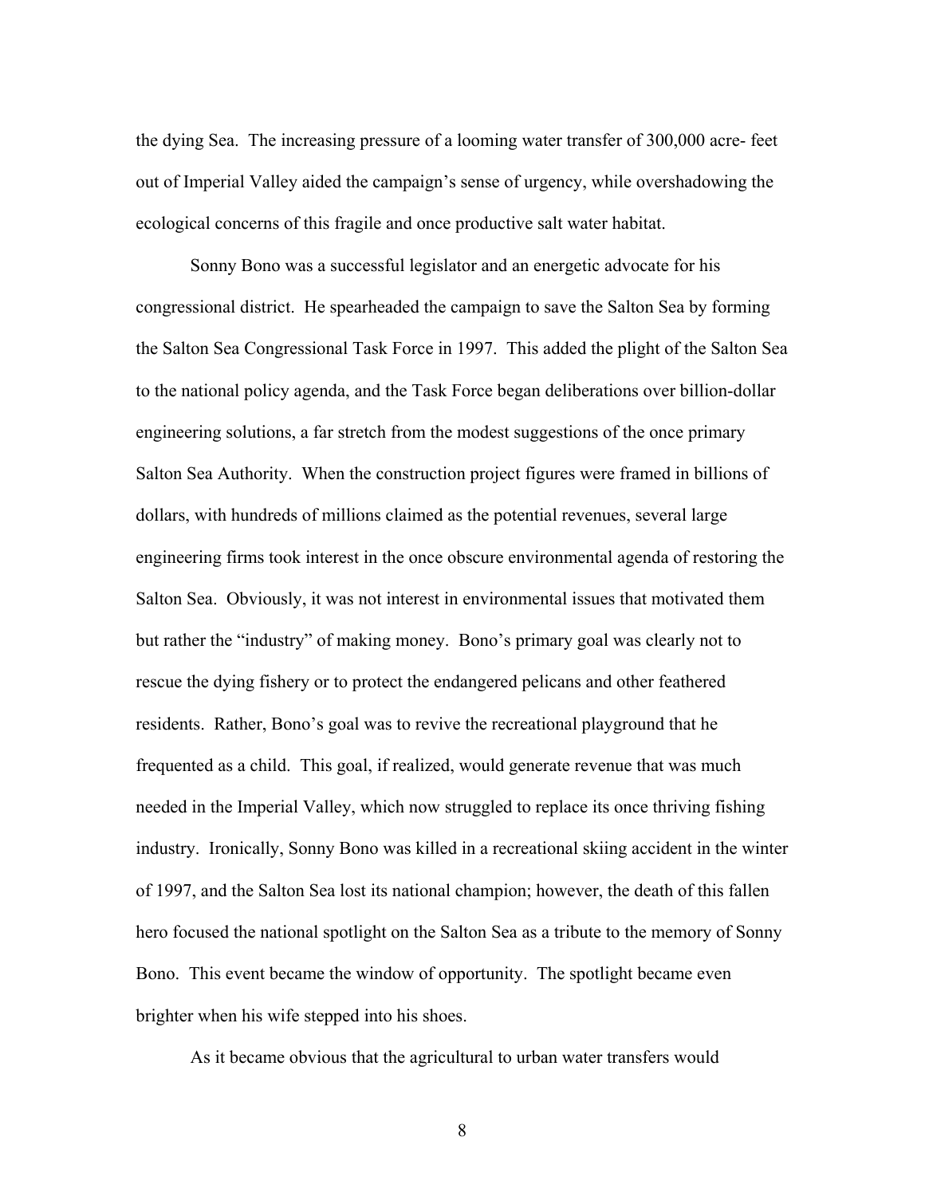the dying Sea. The increasing pressure of a looming water transfer of 300,000 acre- feet out of Imperial Valley aided the campaign's sense of urgency, while overshadowing the ecological concerns of this fragile and once productive salt water habitat.

Sonny Bono was a successful legislator and an energetic advocate for his congressional district. He spearheaded the campaign to save the Salton Sea by forming the Salton Sea Congressional Task Force in 1997. This added the plight of the Salton Sea to the national policy agenda, and the Task Force began deliberations over billion-dollar engineering solutions, a far stretch from the modest suggestions of the once primary Salton Sea Authority. When the construction project figures were framed in billions of dollars, with hundreds of millions claimed as the potential revenues, several large engineering firms took interest in the once obscure environmental agenda of restoring the Salton Sea. Obviously, it was not interest in environmental issues that motivated them but rather the "industry" of making money. Bono's primary goal was clearly not to rescue the dying fishery or to protect the endangered pelicans and other feathered residents. Rather, Bono's goal was to revive the recreational playground that he frequented as a child. This goal, if realized, would generate revenue that was much needed in the Imperial Valley, which now struggled to replace its once thriving fishing industry. Ironically, Sonny Bono was killed in a recreational skiing accident in the winter of 1997, and the Salton Sea lost its national champion; however, the death of this fallen hero focused the national spotlight on the Salton Sea as a tribute to the memory of Sonny Bono. This event became the window of opportunity. The spotlight became even brighter when his wife stepped into his shoes.

As it became obvious that the agricultural to urban water transfers would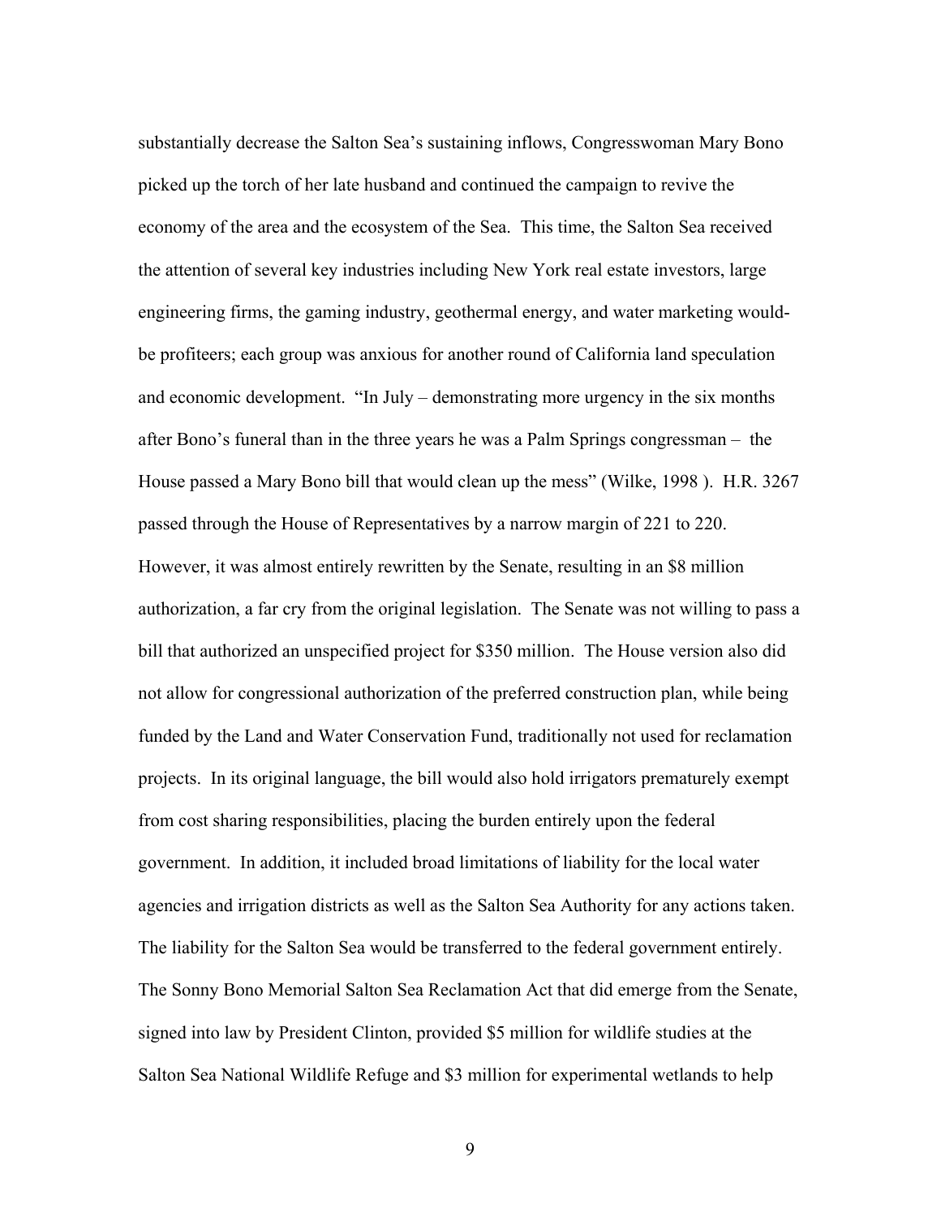substantially decrease the Salton Sea's sustaining inflows, Congresswoman Mary Bono picked up the torch of her late husband and continued the campaign to revive the economy of the area and the ecosystem of the Sea. This time, the Salton Sea received the attention of several key industries including New York real estate investors, large engineering firms, the gaming industry, geothermal energy, and water marketing would-be profiteers; each group was anxious for another round of California land speculation and economic development. "In July – demonstrating more urgency in the six months after Bono's funeral than in the three years he was a Palm Springs congressman – the House passed a Mary Bono bill that would clean up the mess" (Wilke, 1998 ). H.R. 3267 passed through the House of Representatives by a narrow margin of 221 to 220. However, it was almost entirely rewritten by the Senate, resulting in an $8 million authorization, a far cry from the original legislation. The Senate was not willing to pass a bill that authorized an unspecified project for $350 million. The House version also did not allow for congressional authorization of the preferred construction plan, while being funded by the Land and Water Conservation Fund, traditionally not used for reclamation projects. In its original language, the bill would also hold irrigators prematurely exempt from cost sharing responsibilities, placing the burden entirely upon the federal government. In addition, it included broad limitations of liability for the local water agencies and irrigation districts as well as the Salton Sea Authority for any actions taken. The liability for the Salton Sea would be transferred to the federal government entirely. The Sonny Bono Memorial Salton Sea Reclamation Act that did emerge from the Senate, signed into law by President Clinton, provided $5 million for wildlife studies at the Salton Sea National Wildlife Refuge and $3 million for experimental wetlands to help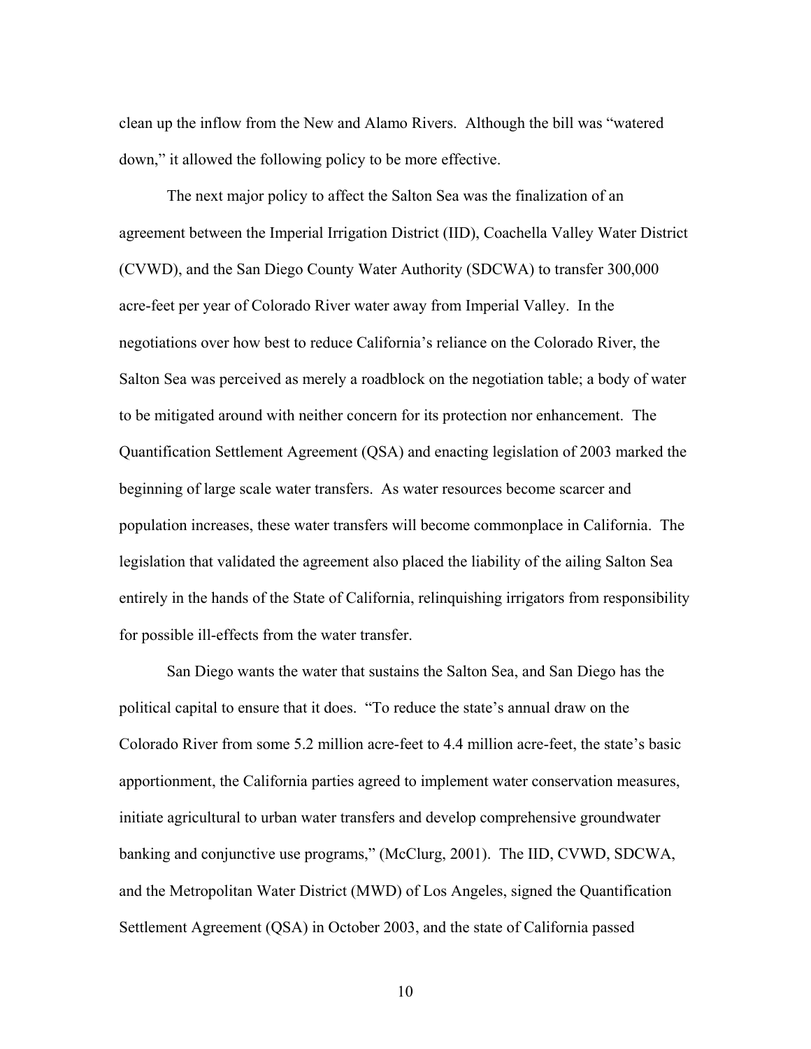clean up the inflow from the New and Alamo Rivers. Although the bill was "watered down," it allowed the following policy to be more effective.

The next major policy to affect the Salton Sea was the finalization of an agreement between the Imperial Irrigation District (IID), Coachella Valley Water District (CVWD), and the San Diego County Water Authority (SDCWA) to transfer 300,000 acre-feet per year of Colorado River water away from Imperial Valley. In the negotiations over how best to reduce California's reliance on the Colorado River, the Salton Sea was perceived as merely a roadblock on the negotiation table; a body of water to be mitigated around with neither concern for its protection nor enhancement. The Quantification Settlement Agreement (QSA) and enacting legislation of 2003 marked the beginning of large scale water transfers. As water resources become scarcer and population increases, these water transfers will become commonplace in California. The legislation that validated the agreement also placed the liability of the ailing Salton Sea entirely in the hands of the State of California, relinquishing irrigators from responsibility for possible ill-effects from the water transfer.

San Diego wants the water that sustains the Salton Sea, and San Diego has the political capital to ensure that it does. "To reduce the state's annual draw on the Colorado River from some 5.2 million acre-feet to 4.4 million acre-feet, the state's basic apportionment, the California parties agreed to implement water conservation measures, initiate agricultural to urban water transfers and develop comprehensive groundwater banking and conjunctive use programs," (McClurg, 2001). The IID, CVWD, SDCWA, and the Metropolitan Water District (MWD) of Los Angeles, signed the Quantification Settlement Agreement (QSA) in October 2003, and the state of California passed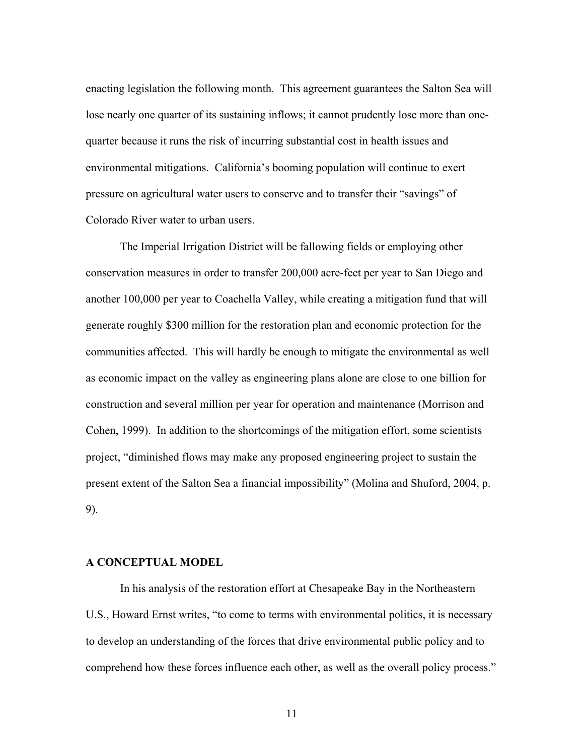enacting legislation the following month. This agreement guarantees the Salton Sea will lose nearly one quarter of its sustaining inflows; it cannot prudently lose more than one-quarter because it runs the risk of incurring substantial cost in health issues and environmental mitigations. California's booming population will continue to exert pressure on agricultural water users to conserve and to transfer their "savings" of Colorado River water to urban users.

The Imperial Irrigation District will be fallowing fields or employing other conservation measures in order to transfer 200,000 acre-feet per year to San Diego and another 100,000 per year to Coachella Valley, while creating a mitigation fund that will generate roughly $300 million for the restoration plan and economic protection for the communities affected. This will hardly be enough to mitigate the environmental as well as economic impact on the valley as engineering plans alone are close to one billion for construction and several million per year for operation and maintenance (Morrison and Cohen, 1999). In addition to the shortcomings of the mitigation effort, some scientists project, "diminished flows may make any proposed engineering project to sustain the present extent of the Salton Sea a financial impossibility" (Molina and Shuford, 2004, p. 9).

## A CONCEPTUAL MODEL

In his analysis of the restoration effort at Chesapeake Bay in the Northeastern U.S., Howard Ernst writes, "to come to terms with environmental politics, it is necessary to develop an understanding of the forces that drive environmental public policy and to comprehend how these forces influence each other, as well as the overall policy process."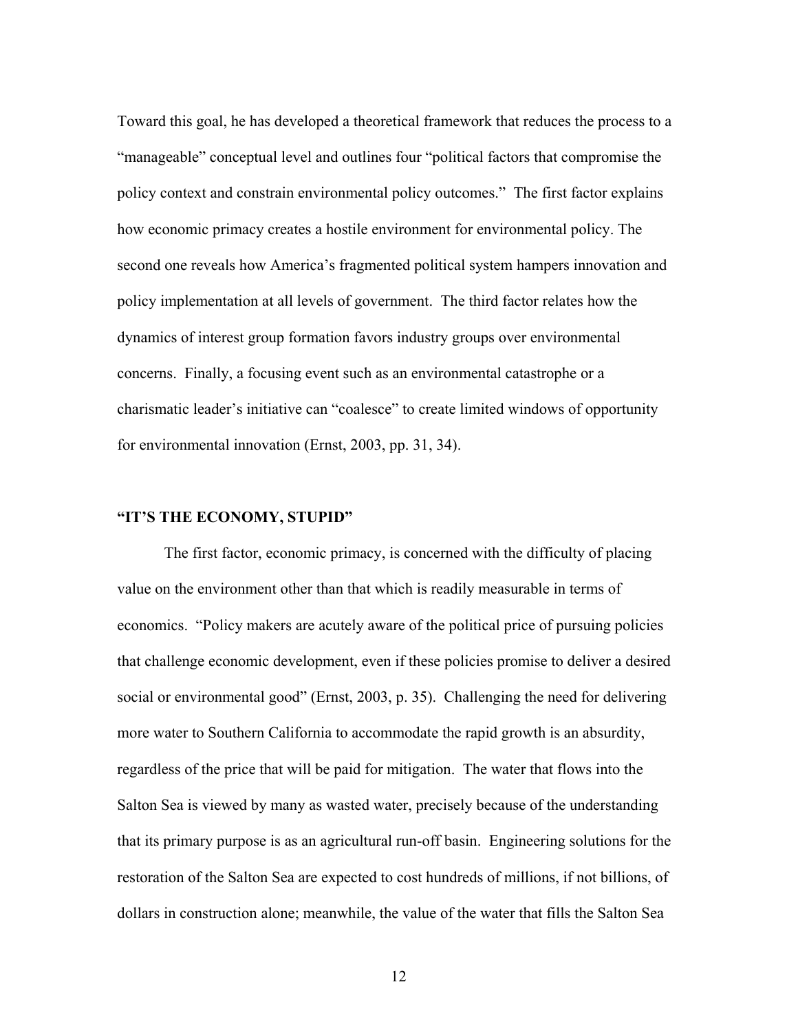Toward this goal, he has developed a theoretical framework that reduces the process to a "manageable" conceptual level and outlines four "political factors that compromise the policy context and constrain environmental policy outcomes." The first factor explains how economic primacy creates a hostile environment for environmental policy. The second one reveals how America's fragmented political system hampers innovation and policy implementation at all levels of government. The third factor relates how the dynamics of interest group formation favors industry groups over environmental concerns. Finally, a focusing event such as an environmental catastrophe or a charismatic leader's initiative can "coalesce" to create limited windows of opportunity for environmental innovation (Ernst, 2003, pp. 31, 34).

## "IT'S THE ECONOMY, STUPID"

The first factor, economic primacy, is concerned with the difficulty of placing value on the environment other than that which is readily measurable in terms of economics. "Policy makers are acutely aware of the political price of pursuing policies that challenge economic development, even if these policies promise to deliver a desired social or environmental good" (Ernst, 2003, p. 35). Challenging the need for delivering more water to Southern California to accommodate the rapid growth is an absurdity, regardless of the price that will be paid for mitigation. The water that flows into the Salton Sea is viewed by many as wasted water, precisely because of the understanding that its primary purpose is as an agricultural run-off basin. Engineering solutions for the restoration of the Salton Sea are expected to cost hundreds of millions, if not billions, of dollars in construction alone; meanwhile, the value of the water that fills the Salton Sea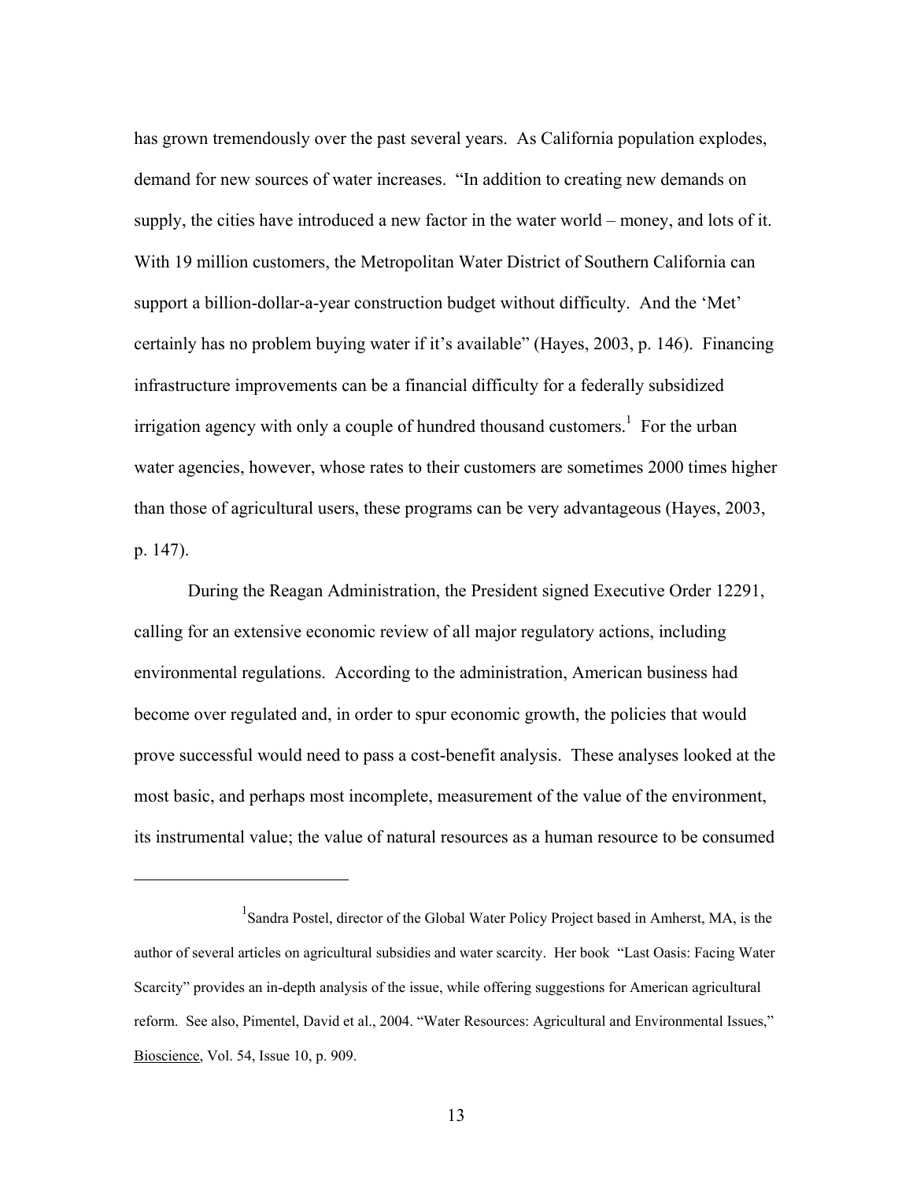has grown tremendously over the past several years. As California population explodes, demand for new sources of water increases. "In addition to creating new demands on supply, the cities have introduced a new factor in the water world – money, and lots of it. With 19 million customers, the Metropolitan Water District of Southern California can support a billion-dollar-a-year construction budget without difficulty. And the 'Met' certainly has no problem buying water if it's available" (Hayes, 2003, p. 146). Financing infrastructure improvements can be a financial difficulty for a federally subsidized irrigation agency with only a couple of hundred thousand customers.[1] For the urban water agencies, however, whose rates to their customers are sometimes 2000 times higher than those of agricultural users, these programs can be very advantageous (Hayes, 2003, p. 147).

During the Reagan Administration, the President signed Executive Order 12291, calling for an extensive economic review of all major regulatory actions, including environmental regulations. According to the administration, American business had become over regulated and, in order to spur economic growth, the policies that would prove successful would need to pass a cost-benefit analysis. These analyses looked at the most basic, and perhaps most incomplete, measurement of the value of the environment, its instrumental value; the value of natural resources as a human resource to be consumed

---

[1] Sandra Postel, director of the Global Water Policy Project based in Amherst, MA, is the author of several articles on agricultural subsidies and water scarcity. Her book "Last Oasis: Facing Water Scarcity" provides an in-depth analysis of the issue, while offering suggestions for American agricultural reform. See also, Pimentel, David et al., 2004. "Water Resources: Agricultural and Environmental Issues," Bioscience, Vol. 54, Issue 10, p. 909.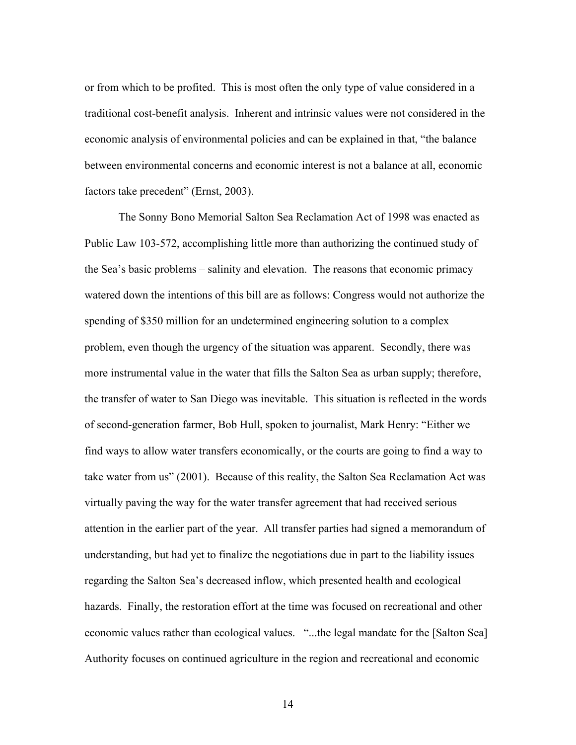or from which to be profited. This is most often the only type of value considered in a traditional cost-benefit analysis. Inherent and intrinsic values were not considered in the economic analysis of environmental policies and can be explained in that, "the balance between environmental concerns and economic interest is not a balance at all, economic factors take precedent" (Ernst, 2003).

The Sonny Bono Memorial Salton Sea Reclamation Act of 1998 was enacted as Public Law 103-572, accomplishing little more than authorizing the continued study of the Sea's basic problems – salinity and elevation. The reasons that economic primacy watered down the intentions of this bill are as follows: Congress would not authorize the spending of $350 million for an undetermined engineering solution to a complex problem, even though the urgency of the situation was apparent. Secondly, there was more instrumental value in the water that fills the Salton Sea as urban supply; therefore, the transfer of water to San Diego was inevitable. This situation is reflected in the words of second-generation farmer, Bob Hull, spoken to journalist, Mark Henry: "Either we find ways to allow water transfers economically, or the courts are going to find a way to take water from us" (2001). Because of this reality, the Salton Sea Reclamation Act was virtually paving the way for the water transfer agreement that had received serious attention in the earlier part of the year. All transfer parties had signed a memorandum of understanding, but had yet to finalize the negotiations due in part to the liability issues regarding the Salton Sea's decreased inflow, which presented health and ecological hazards. Finally, the restoration effort at the time was focused on recreational and other economic values rather than ecological values. "...the legal mandate for the [Salton Sea] Authority focuses on continued agriculture in the region and recreational and economic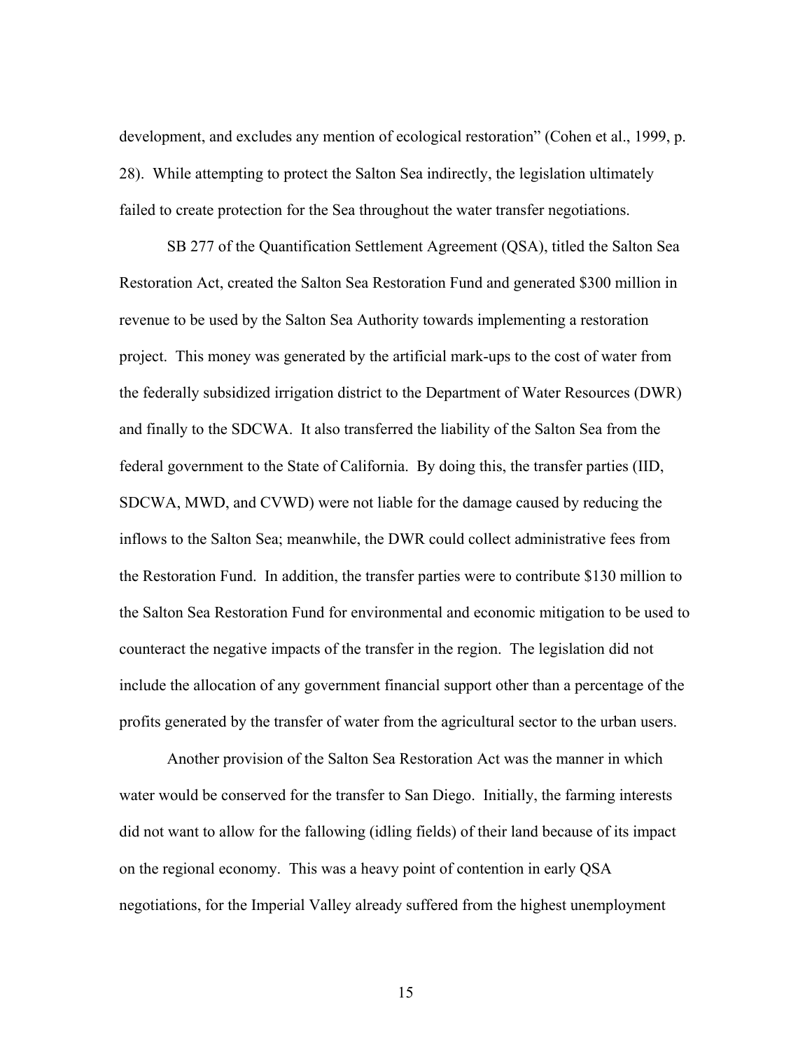development, and excludes any mention of ecological restoration" (Cohen et al., 1999, p. 28). While attempting to protect the Salton Sea indirectly, the legislation ultimately failed to create protection for the Sea throughout the water transfer negotiations.

SB 277 of the Quantification Settlement Agreement (QSA), titled the Salton Sea Restoration Act, created the Salton Sea Restoration Fund and generated $300 million in revenue to be used by the Salton Sea Authority towards implementing a restoration project. This money was generated by the artificial mark-ups to the cost of water from the federally subsidized irrigation district to the Department of Water Resources (DWR) and finally to the SDCWA. It also transferred the liability of the Salton Sea from the federal government to the State of California. By doing this, the transfer parties (IID, SDCWA, MWD, and CVWD) were not liable for the damage caused by reducing the inflows to the Salton Sea; meanwhile, the DWR could collect administrative fees from the Restoration Fund. In addition, the transfer parties were to contribute $130 million to the Salton Sea Restoration Fund for environmental and economic mitigation to be used to counteract the negative impacts of the transfer in the region. The legislation did not include the allocation of any government financial support other than a percentage of the profits generated by the transfer of water from the agricultural sector to the urban users.

Another provision of the Salton Sea Restoration Act was the manner in which water would be conserved for the transfer to San Diego. Initially, the farming interests did not want to allow for the fallowing (idling fields) of their land because of its impact on the regional economy. This was a heavy point of contention in early QSA negotiations, for the Imperial Valley already suffered from the highest unemployment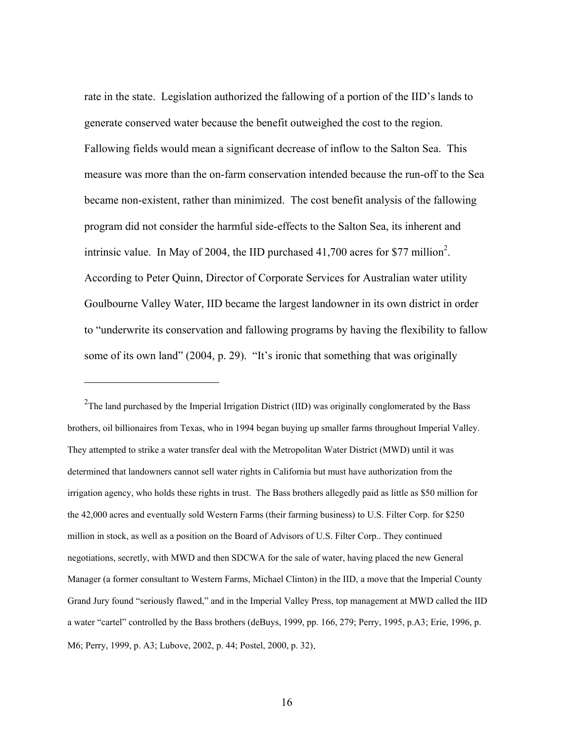rate in the state. Legislation authorized the fallowing of a portion of the IID's lands to generate conserved water because the benefit outweighed the cost to the region. Fallowing fields would mean a significant decrease of inflow to the Salton Sea. This measure was more than the on-farm conservation intended because the run-off to the Sea became non-existent, rather than minimized. The cost benefit analysis of the fallowing program did not consider the harmful side-effects to the Salton Sea, its inherent and intrinsic value. In May of 2004, the IID purchased 41,700 acres for $77 million[2]. According to Peter Quinn, Director of Corporate Services for Australian water utility Goulbourne Valley Water, IID became the largest landowner in its own district in order to "underwrite its conservation and fallowing programs by having the flexibility to fallow some of its own land" (2004, p. 29). "It's ironic that something that was originally

---

[2]The land purchased by the Imperial Irrigation District (IID) was originally conglomerated by the Bass brothers, oil billionaires from Texas, who in 1994 began buying up smaller farms throughout Imperial Valley. They attempted to strike a water transfer deal with the Metropolitan Water District (MWD) until it was determined that landowners cannot sell water rights in California but must have authorization from the irrigation agency, who holds these rights in trust. The Bass brothers allegedly paid as little as $50 million for the 42,000 acres and eventually sold Western Farms (their farming business) to U.S. Filter Corp. for $250 million in stock, as well as a position on the Board of Advisors of U.S. Filter Corp.. They continued negotiations, secretly, with MWD and then SDCWA for the sale of water, having placed the new General Manager (a former consultant to Western Farms, Michael Clinton) in the IID, a move that the Imperial County Grand Jury found "seriously flawed," and in the Imperial Valley Press, top management at MWD called the IID a water "cartel" controlled by the Bass brothers (deBuys, 1999, pp. 166, 279; Perry, 1995, p.A3; Erie, 1996, p. M6; Perry, 1999, p. A3; Lubove, 2002, p. 44; Postel, 2000, p. 32).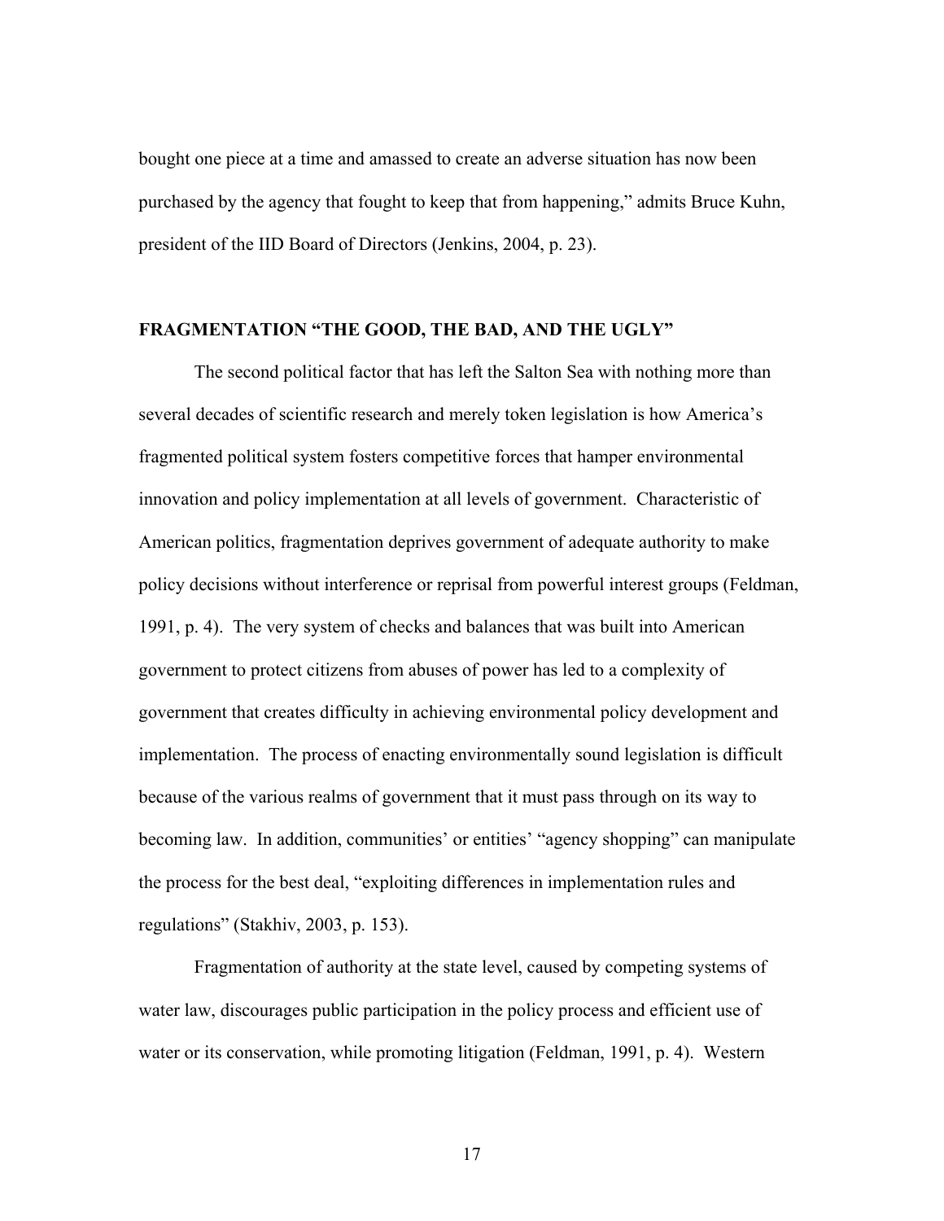bought one piece at a time and amassed to create an adverse situation has now been purchased by the agency that fought to keep that from happening," admits Bruce Kuhn, president of the IID Board of Directors (Jenkins, 2004, p. 23).

## FRAGMENTATION "THE GOOD, THE BAD, AND THE UGLY"

The second political factor that has left the Salton Sea with nothing more than several decades of scientific research and merely token legislation is how America's fragmented political system fosters competitive forces that hamper environmental innovation and policy implementation at all levels of government. Characteristic of American politics, fragmentation deprives government of adequate authority to make policy decisions without interference or reprisal from powerful interest groups (Feldman, 1991, p. 4). The very system of checks and balances that was built into American government to protect citizens from abuses of power has led to a complexity of government that creates difficulty in achieving environmental policy development and implementation. The process of enacting environmentally sound legislation is difficult because of the various realms of government that it must pass through on its way to becoming law. In addition, communities' or entities' "agency shopping" can manipulate the process for the best deal, "exploiting differences in implementation rules and regulations" (Stakhiv, 2003, p. 153).

Fragmentation of authority at the state level, caused by competing systems of water law, discourages public participation in the policy process and efficient use of water or its conservation, while promoting litigation (Feldman, 1991, p. 4). Western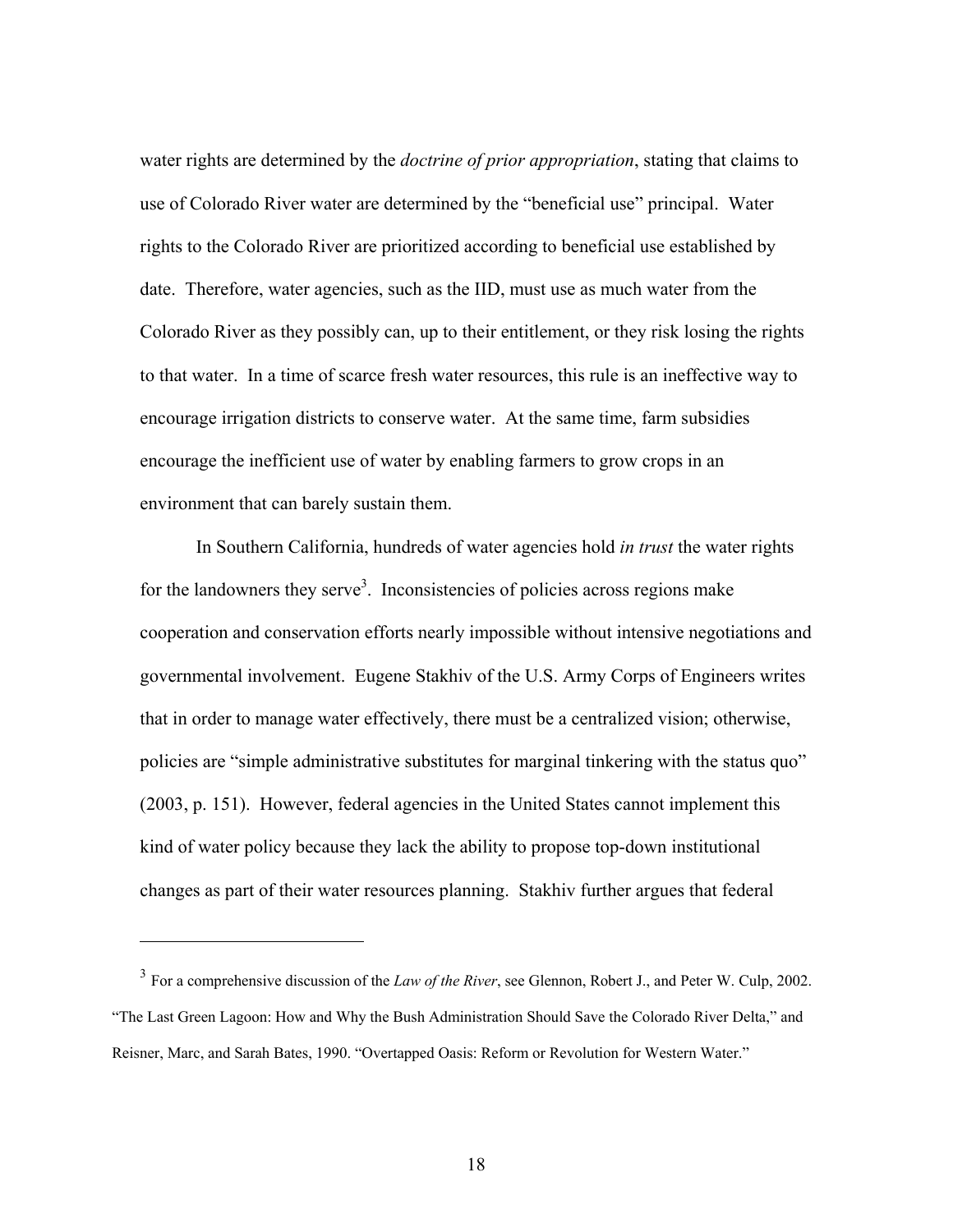water rights are determined by the *doctrine of prior appropriation*, stating that claims to use of Colorado River water are determined by the "beneficial use" principal. Water rights to the Colorado River are prioritized according to beneficial use established by date. Therefore, water agencies, such as the IID, must use as much water from the Colorado River as they possibly can, up to their entitlement, or they risk losing the rights to that water. In a time of scarce fresh water resources, this rule is an ineffective way to encourage irrigation districts to conserve water. At the same time, farm subsidies encourage the inefficient use of water by enabling farmers to grow crops in an environment that can barely sustain them.

In Southern California, hundreds of water agencies hold *in trust* the water rights for the landowners they serve[3]. Inconsistencies of policies across regions make cooperation and conservation efforts nearly impossible without intensive negotiations and governmental involvement. Eugene Stakhiv of the U.S. Army Corps of Engineers writes that in order to manage water effectively, there must be a centralized vision; otherwise, policies are "simple administrative substitutes for marginal tinkering with the status quo" (2003, p. 151). However, federal agencies in the United States cannot implement this kind of water policy because they lack the ability to propose top-down institutional changes as part of their water resources planning. Stakhiv further argues that federal

---

[3] For a comprehensive discussion of the *Law of the River*, see Glennon, Robert J., and Peter W. Culp, 2002. "The Last Green Lagoon: How and Why the Bush Administration Should Save the Colorado River Delta," and Reisner, Marc, and Sarah Bates, 1990. "Overtapped Oasis: Reform or Revolution for Western Water."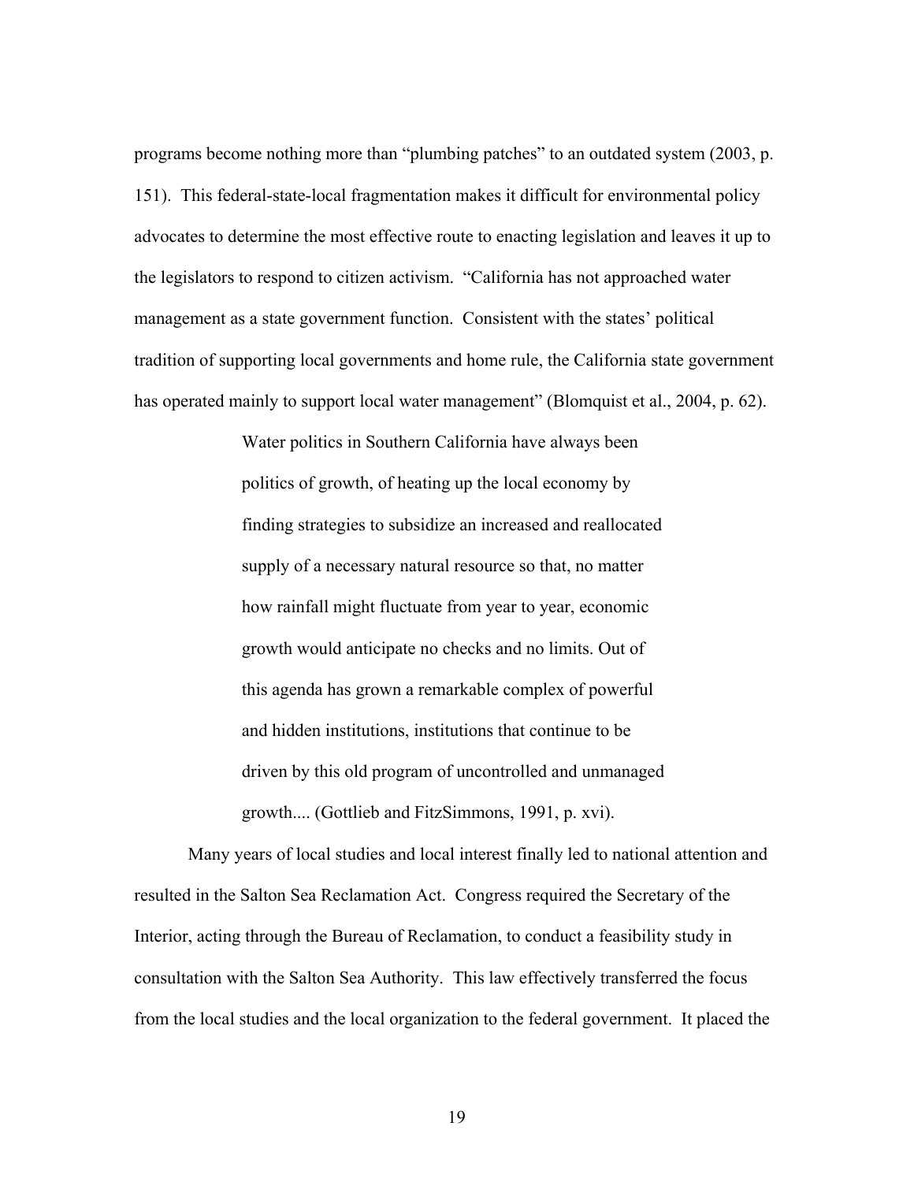programs become nothing more than "plumbing patches" to an outdated system (2003, p. 151). This federal-state-local fragmentation makes it difficult for environmental policy advocates to determine the most effective route to enacting legislation and leaves it up to the legislators to respond to citizen activism. "California has not approached water management as a state government function. Consistent with the states' political tradition of supporting local governments and home rule, the California state government has operated mainly to support local water management" (Blomquist et al., 2004, p. 62).

> Water politics in Southern California have always been politics of growth, of heating up the local economy by finding strategies to subsidize an increased and reallocated supply of a necessary natural resource so that, no matter how rainfall might fluctuate from year to year, economic growth would anticipate no checks and no limits. Out of this agenda has grown a remarkable complex of powerful and hidden institutions, institutions that continue to be driven by this old program of uncontrolled and unmanaged growth.... (Gottlieb and FitzSimmons, 1991, p. xvi).

Many years of local studies and local interest finally led to national attention and resulted in the Salton Sea Reclamation Act. Congress required the Secretary of the Interior, acting through the Bureau of Reclamation, to conduct a feasibility study in consultation with the Salton Sea Authority. This law effectively transferred the focus from the local studies and the local organization to the federal government. It placed the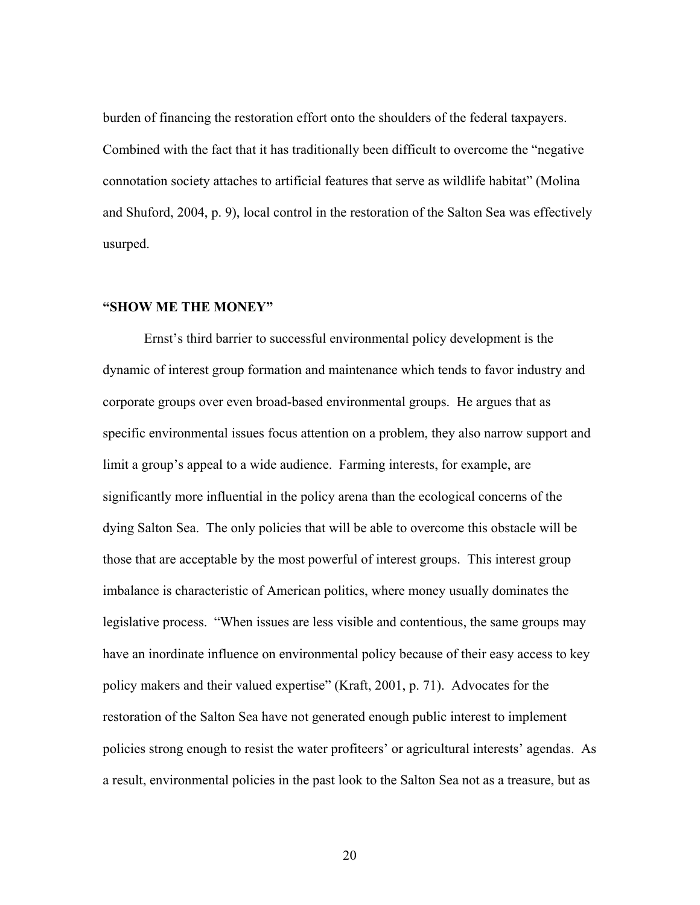burden of financing the restoration effort onto the shoulders of the federal taxpayers. Combined with the fact that it has traditionally been difficult to overcome the "negative connotation society attaches to artificial features that serve as wildlife habitat" (Molina and Shuford, 2004, p. 9), local control in the restoration of the Salton Sea was effectively usurped.

## "SHOW ME THE MONEY"

Ernst's third barrier to successful environmental policy development is the dynamic of interest group formation and maintenance which tends to favor industry and corporate groups over even broad-based environmental groups. He argues that as specific environmental issues focus attention on a problem, they also narrow support and limit a group's appeal to a wide audience. Farming interests, for example, are significantly more influential in the policy arena than the ecological concerns of the dying Salton Sea. The only policies that will be able to overcome this obstacle will be those that are acceptable by the most powerful of interest groups. This interest group imbalance is characteristic of American politics, where money usually dominates the legislative process. "When issues are less visible and contentious, the same groups may have an inordinate influence on environmental policy because of their easy access to key policy makers and their valued expertise" (Kraft, 2001, p. 71). Advocates for the restoration of the Salton Sea have not generated enough public interest to implement policies strong enough to resist the water profiteers' or agricultural interests' agendas. As a result, environmental policies in the past look to the Salton Sea not as a treasure, but as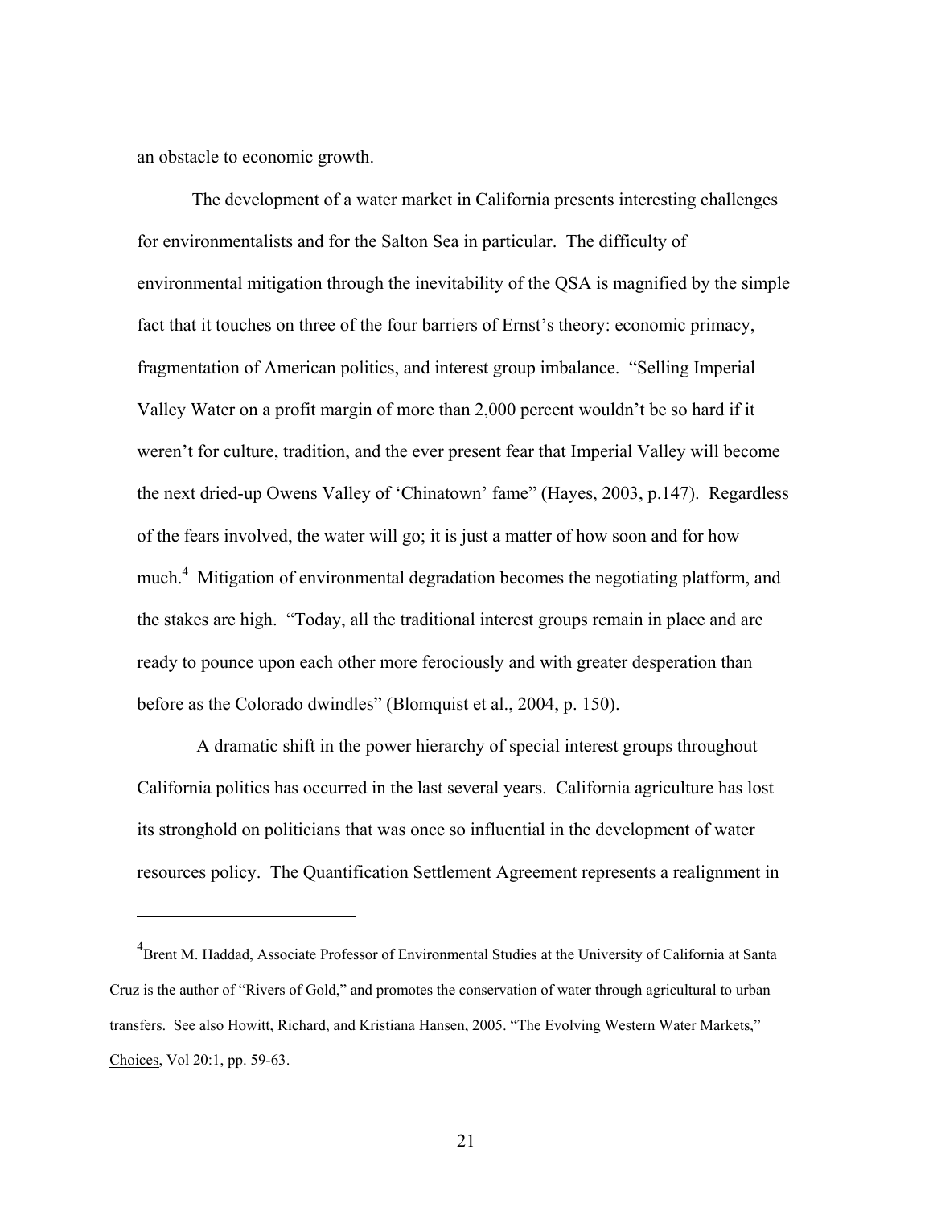an obstacle to economic growth.

The development of a water market in California presents interesting challenges for environmentalists and for the Salton Sea in particular. The difficulty of environmental mitigation through the inevitability of the QSA is magnified by the simple fact that it touches on three of the four barriers of Ernst's theory: economic primacy, fragmentation of American politics, and interest group imbalance. "Selling Imperial Valley Water on a profit margin of more than 2,000 percent wouldn't be so hard if it weren't for culture, tradition, and the ever present fear that Imperial Valley will become the next dried-up Owens Valley of 'Chinatown' fame" (Hayes, 2003, p.147). Regardless of the fears involved, the water will go; it is just a matter of how soon and for how much.[4] Mitigation of environmental degradation becomes the negotiating platform, and the stakes are high. "Today, all the traditional interest groups remain in place and are ready to pounce upon each other more ferociously and with greater desperation than before as the Colorado dwindles" (Blomquist et al., 2004, p. 150).

A dramatic shift in the power hierarchy of special interest groups throughout California politics has occurred in the last several years. California agriculture has lost its stronghold on politicians that was once so influential in the development of water resources policy. The Quantification Settlement Agreement represents a realignment in

---

[4] Brent M. Haddad, Associate Professor of Environmental Studies at the University of California at Santa Cruz is the author of "Rivers of Gold," and promotes the conservation of water through agricultural to urban transfers. See also Howitt, Richard, and Kristiana Hansen, 2005. "The Evolving Western Water Markets," Choices, Vol 20:1, pp. 59-63.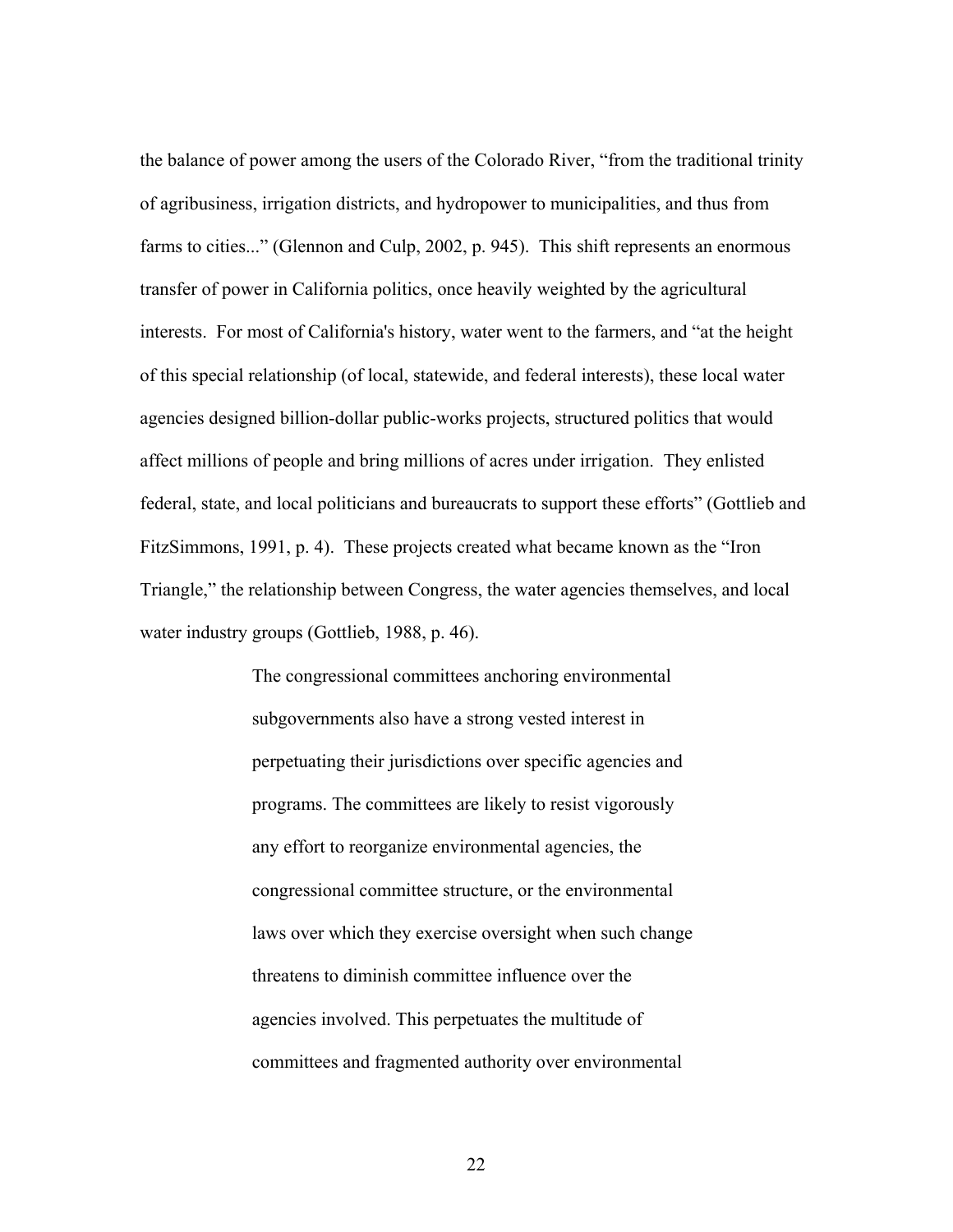the balance of power among the users of the Colorado River, "from the traditional trinity of agribusiness, irrigation districts, and hydropower to municipalities, and thus from farms to cities..." (Glennon and Culp, 2002, p. 945). This shift represents an enormous transfer of power in California politics, once heavily weighted by the agricultural interests. For most of California's history, water went to the farmers, and "at the height of this special relationship (of local, statewide, and federal interests), these local water agencies designed billion-dollar public-works projects, structured politics that would affect millions of people and bring millions of acres under irrigation. They enlisted federal, state, and local politicians and bureaucrats to support these efforts" (Gottlieb and FitzSimmons, 1991, p. 4). These projects created what became known as the "Iron Triangle," the relationship between Congress, the water agencies themselves, and local water industry groups (Gottlieb, 1988, p. 46).

> The congressional committees anchoring environmental subgovernments also have a strong vested interest in perpetuating their jurisdictions over specific agencies and programs. The committees are likely to resist vigorously any effort to reorganize environmental agencies, the congressional committee structure, or the environmental laws over which they exercise oversight when such change threatens to diminish committee influence over the agencies involved. This perpetuates the multitude of committees and fragmented authority over environmental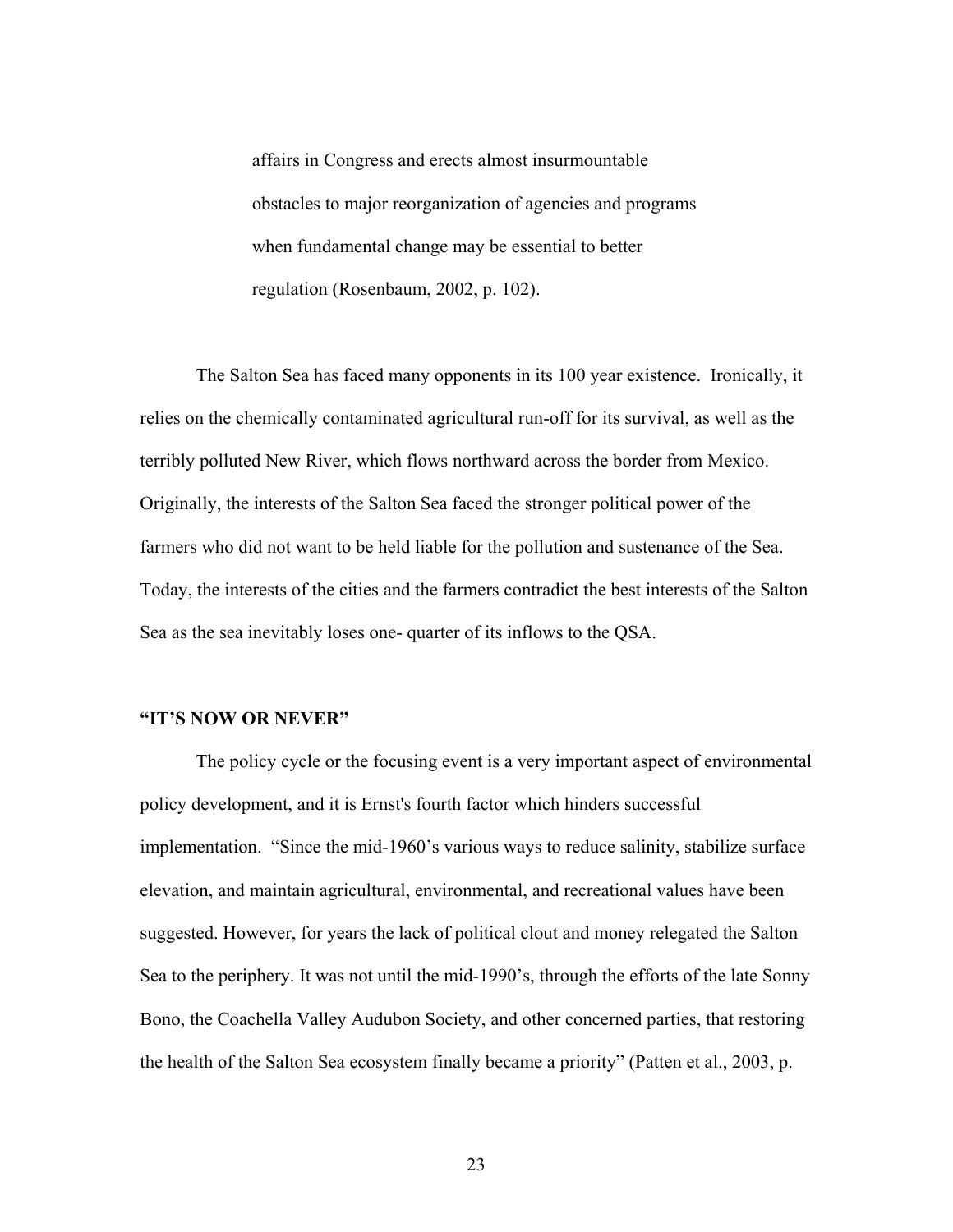> affairs in Congress and erects almost insurmountable obstacles to major reorganization of agencies and programs when fundamental change may be essential to better regulation (Rosenbaum, 2002, p. 102).

The Salton Sea has faced many opponents in its 100 year existence. Ironically, it relies on the chemically contaminated agricultural run-off for its survival, as well as the terribly polluted New River, which flows northward across the border from Mexico. Originally, the interests of the Salton Sea faced the stronger political power of the farmers who did not want to be held liable for the pollution and sustenance of the Sea. Today, the interests of the cities and the farmers contradict the best interests of the Salton Sea as the sea inevitably loses one- quarter of its inflows to the QSA.

**"IT'S NOW OR NEVER"**

The policy cycle or the focusing event is a very important aspect of environmental policy development, and it is Ernst's fourth factor which hinders successful implementation. "Since the mid-1960's various ways to reduce salinity, stabilize surface elevation, and maintain agricultural, environmental, and recreational values have been suggested. However, for years the lack of political clout and money relegated the Salton Sea to the periphery. It was not until the mid-1990's, through the efforts of the late Sonny Bono, the Coachella Valley Audubon Society, and other concerned parties, that restoring the health of the Salton Sea ecosystem finally became a priority" (Patten et al., 2003, p.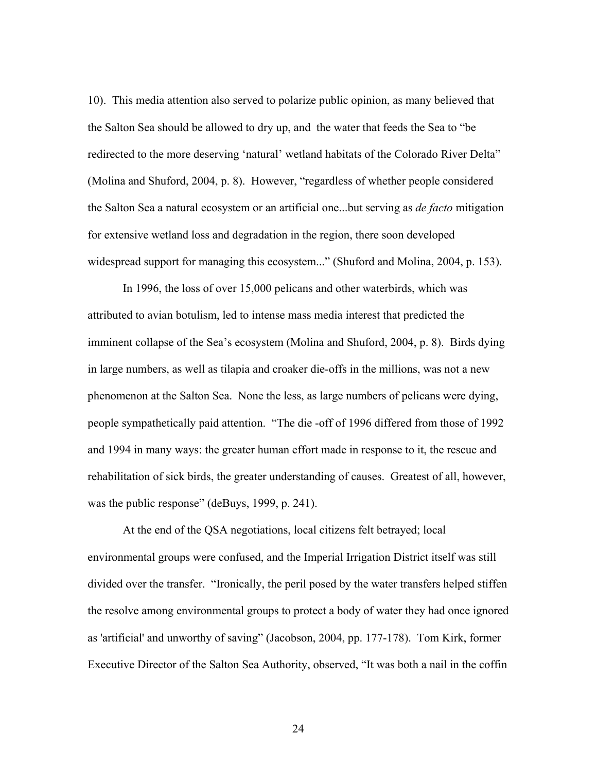10). This media attention also served to polarize public opinion, as many believed that the Salton Sea should be allowed to dry up, and the water that feeds the Sea to "be redirected to the more deserving 'natural' wetland habitats of the Colorado River Delta" (Molina and Shuford, 2004, p. 8). However, "regardless of whether people considered the Salton Sea a natural ecosystem or an artificial one...but serving as *de facto* mitigation for extensive wetland loss and degradation in the region, there soon developed widespread support for managing this ecosystem..." (Shuford and Molina, 2004, p. 153).

In 1996, the loss of over 15,000 pelicans and other waterbirds, which was attributed to avian botulism, led to intense mass media interest that predicted the imminent collapse of the Sea's ecosystem (Molina and Shuford, 2004, p. 8). Birds dying in large numbers, as well as tilapia and croaker die-offs in the millions, was not a new phenomenon at the Salton Sea. None the less, as large numbers of pelicans were dying, people sympathetically paid attention. "The die -off of 1996 differed from those of 1992 and 1994 in many ways: the greater human effort made in response to it, the rescue and rehabilitation of sick birds, the greater understanding of causes. Greatest of all, however, was the public response" (deBuys, 1999, p. 241).

At the end of the QSA negotiations, local citizens felt betrayed; local environmental groups were confused, and the Imperial Irrigation District itself was still divided over the transfer. "Ironically, the peril posed by the water transfers helped stiffen the resolve among environmental groups to protect a body of water they had once ignored as 'artificial' and unworthy of saving" (Jacobson, 2004, pp. 177-178). Tom Kirk, former Executive Director of the Salton Sea Authority, observed, "It was both a nail in the coffin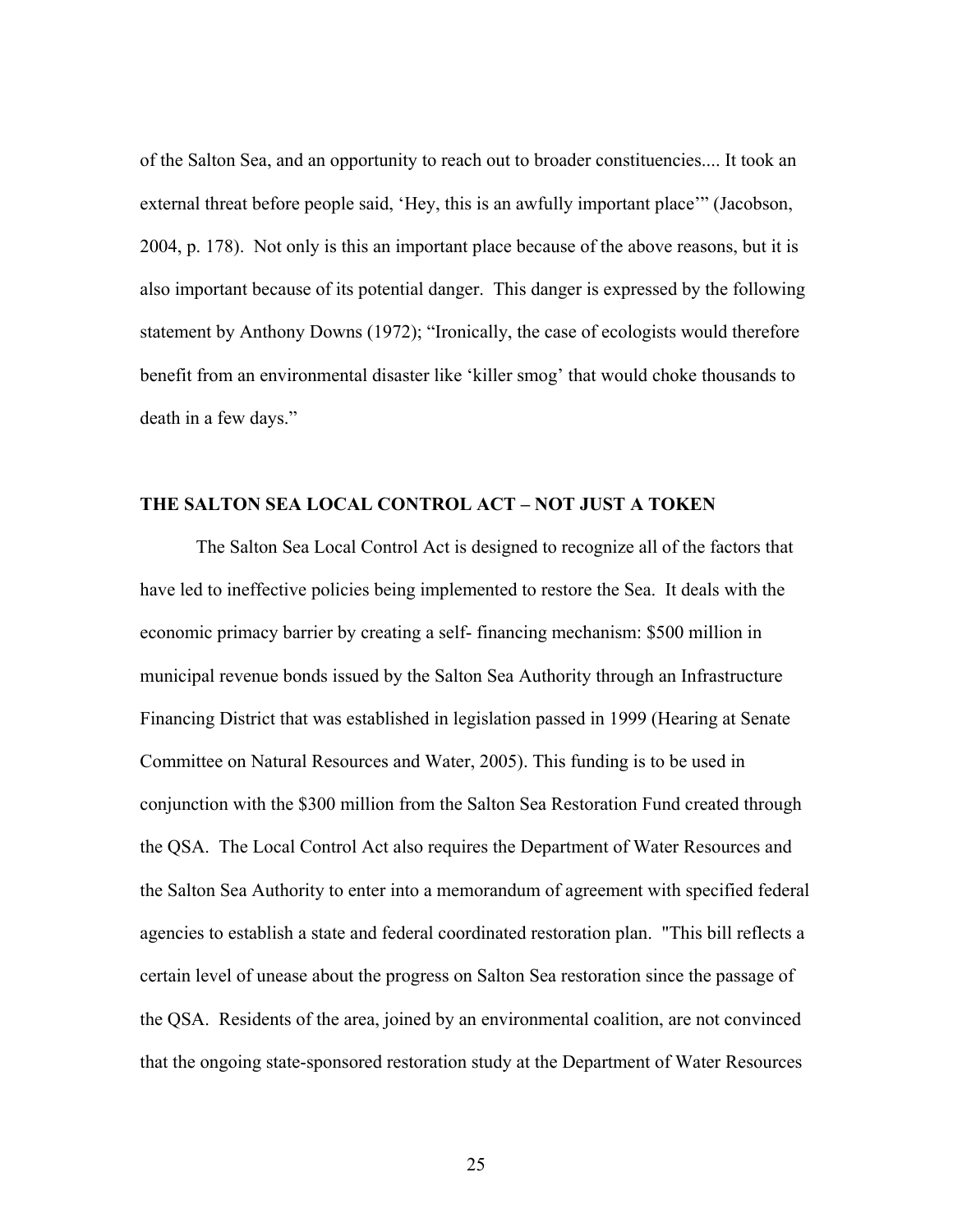of the Salton Sea, and an opportunity to reach out to broader constituencies.... It took an external threat before people said, 'Hey, this is an awfully important place'" (Jacobson, 2004, p. 178). Not only is this an important place because of the above reasons, but it is also important because of its potential danger. This danger is expressed by the following statement by Anthony Downs (1972); "Ironically, the case of ecologists would therefore benefit from an environmental disaster like 'killer smog' that would choke thousands to death in a few days."

## THE SALTON SEA LOCAL CONTROL ACT – NOT JUST A TOKEN

The Salton Sea Local Control Act is designed to recognize all of the factors that have led to ineffective policies being implemented to restore the Sea. It deals with the economic primacy barrier by creating a self- financing mechanism: $500 million in municipal revenue bonds issued by the Salton Sea Authority through an Infrastructure Financing District that was established in legislation passed in 1999 (Hearing at Senate Committee on Natural Resources and Water, 2005). This funding is to be used in conjunction with the $300 million from the Salton Sea Restoration Fund created through the QSA. The Local Control Act also requires the Department of Water Resources and the Salton Sea Authority to enter into a memorandum of agreement with specified federal agencies to establish a state and federal coordinated restoration plan. "This bill reflects a certain level of unease about the progress on Salton Sea restoration since the passage of the QSA. Residents of the area, joined by an environmental coalition, are not convinced that the ongoing state-sponsored restoration study at the Department of Water Resources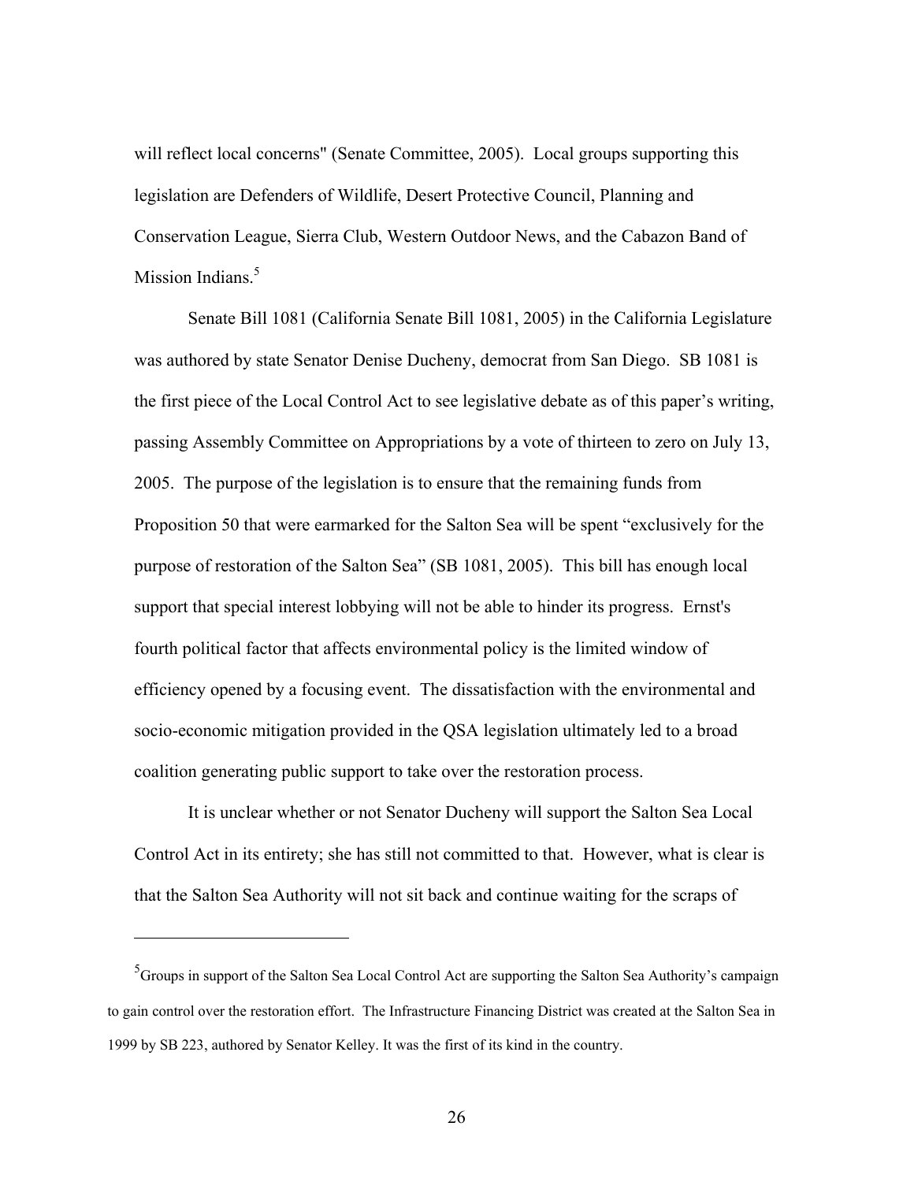will reflect local concerns" (Senate Committee, 2005). Local groups supporting this legislation are Defenders of Wildlife, Desert Protective Council, Planning and Conservation League, Sierra Club, Western Outdoor News, and the Cabazon Band of Mission Indians.[5]

Senate Bill 1081 (California Senate Bill 1081, 2005) in the California Legislature was authored by state Senator Denise Ducheny, democrat from San Diego. SB 1081 is the first piece of the Local Control Act to see legislative debate as of this paper's writing, passing Assembly Committee on Appropriations by a vote of thirteen to zero on July 13, 2005. The purpose of the legislation is to ensure that the remaining funds from Proposition 50 that were earmarked for the Salton Sea will be spent "exclusively for the purpose of restoration of the Salton Sea" (SB 1081, 2005). This bill has enough local support that special interest lobbying will not be able to hinder its progress. Ernst's fourth political factor that affects environmental policy is the limited window of efficiency opened by a focusing event. The dissatisfaction with the environmental and socio-economic mitigation provided in the QSA legislation ultimately led to a broad coalition generating public support to take over the restoration process.

It is unclear whether or not Senator Ducheny will support the Salton Sea Local Control Act in its entirety; she has still not committed to that. However, what is clear is that the Salton Sea Authority will not sit back and continue waiting for the scraps of

---

[5] Groups in support of the Salton Sea Local Control Act are supporting the Salton Sea Authority's campaign to gain control over the restoration effort. The Infrastructure Financing District was created at the Salton Sea in 1999 by SB 223, authored by Senator Kelley. It was the first of its kind in the country.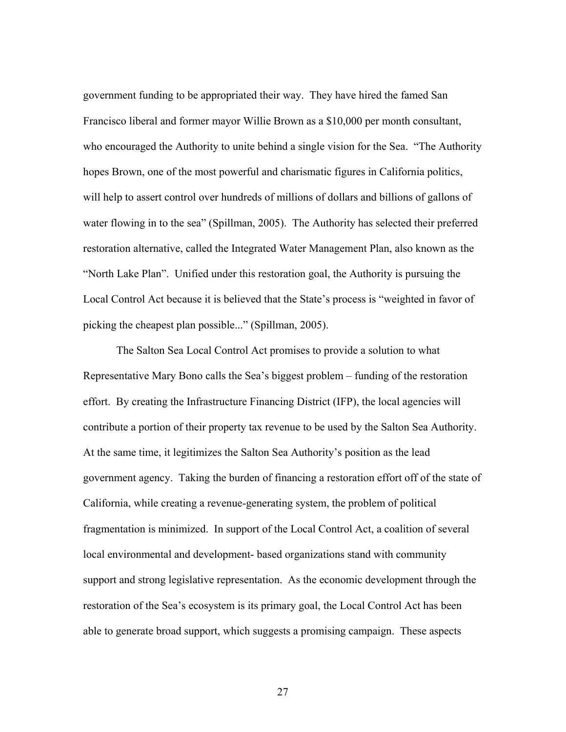government funding to be appropriated their way. They have hired the famed San Francisco liberal and former mayor Willie Brown as a $10,000 per month consultant, who encouraged the Authority to unite behind a single vision for the Sea. "The Authority hopes Brown, one of the most powerful and charismatic figures in California politics, will help to assert control over hundreds of millions of dollars and billions of gallons of water flowing in to the sea" (Spillman, 2005). The Authority has selected their preferred restoration alternative, called the Integrated Water Management Plan, also known as the "North Lake Plan". Unified under this restoration goal, the Authority is pursuing the Local Control Act because it is believed that the State's process is "weighted in favor of picking the cheapest plan possible..." (Spillman, 2005).

The Salton Sea Local Control Act promises to provide a solution to what Representative Mary Bono calls the Sea's biggest problem – funding of the restoration effort. By creating the Infrastructure Financing District (IFP), the local agencies will contribute a portion of their property tax revenue to be used by the Salton Sea Authority. At the same time, it legitimizes the Salton Sea Authority's position as the lead government agency. Taking the burden of financing a restoration effort off of the state of California, while creating a revenue-generating system, the problem of political fragmentation is minimized. In support of the Local Control Act, a coalition of several local environmental and development- based organizations stand with community support and strong legislative representation. As the economic development through the restoration of the Sea's ecosystem is its primary goal, the Local Control Act has been able to generate broad support, which suggests a promising campaign. These aspects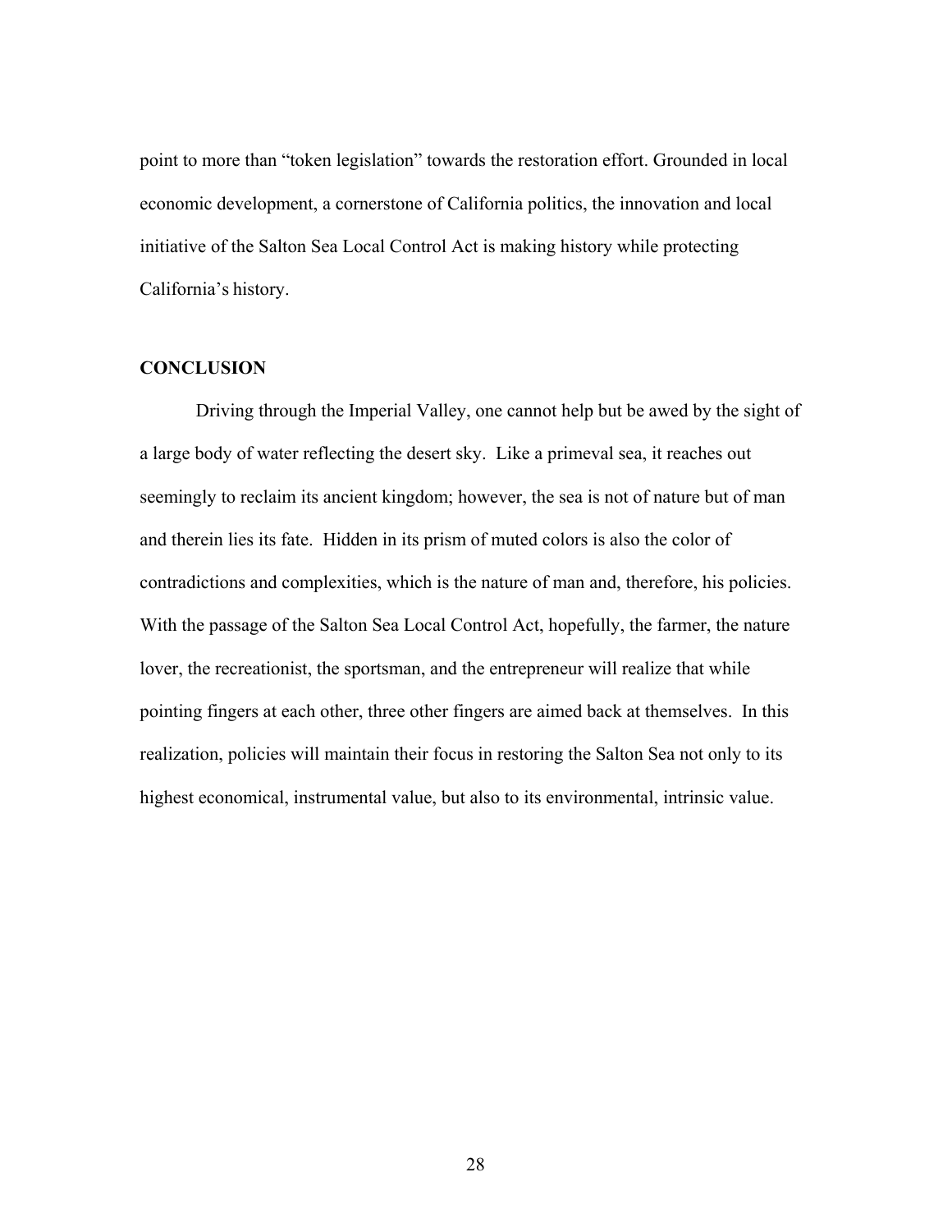point to more than "token legislation" towards the restoration effort. Grounded in local economic development, a cornerstone of California politics, the innovation and local initiative of the Salton Sea Local Control Act is making history while protecting California's history.

## CONCLUSION

Driving through the Imperial Valley, one cannot help but be awed by the sight of a large body of water reflecting the desert sky. Like a primeval sea, it reaches out seemingly to reclaim its ancient kingdom; however, the sea is not of nature but of man and therein lies its fate. Hidden in its prism of muted colors is also the color of contradictions and complexities, which is the nature of man and, therefore, his policies. With the passage of the Salton Sea Local Control Act, hopefully, the farmer, the nature lover, the recreationist, the sportsman, and the entrepreneur will realize that while pointing fingers at each other, three other fingers are aimed back at themselves. In this realization, policies will maintain their focus in restoring the Salton Sea not only to its highest economical, instrumental value, but also to its environmental, intrinsic value.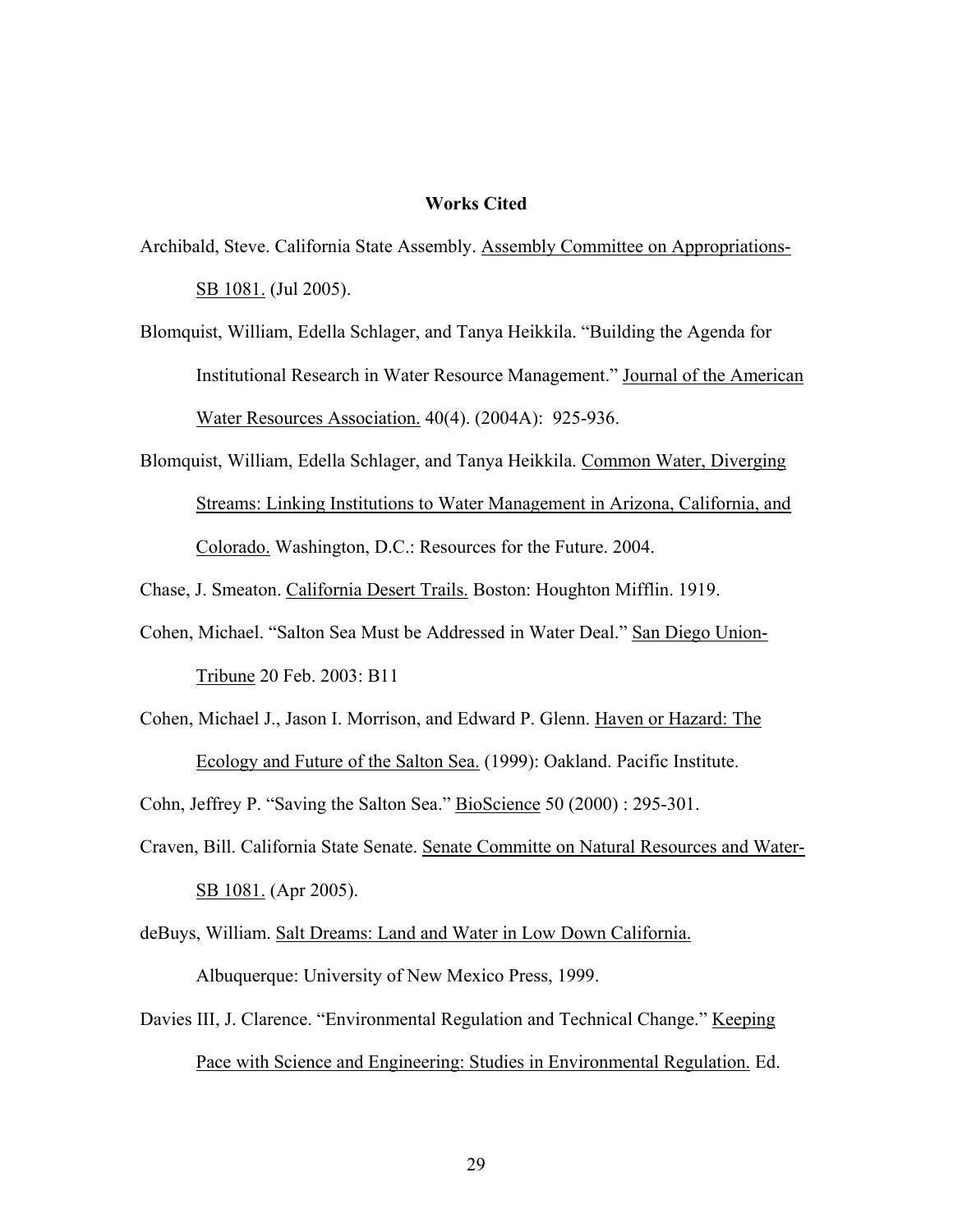## Works Cited

Archibald, Steve. California State Assembly. Assembly Committee on Appropriations-SB 1081. (Jul 2005).

Blomquist, William, Edella Schlager, and Tanya Heikkila. "Building the Agenda for Institutional Research in Water Resource Management." Journal of the American Water Resources Association. 40(4). (2004A): 925-936.

Blomquist, William, Edella Schlager, and Tanya Heikkila. Common Water, Diverging Streams: Linking Institutions to Water Management in Arizona, California, and Colorado. Washington, D.C.: Resources for the Future. 2004.

Chase, J. Smeaton. California Desert Trails. Boston: Houghton Mifflin. 1919.

Cohen, Michael. "Salton Sea Must be Addressed in Water Deal." San Diego Union-Tribune 20 Feb. 2003: B11

Cohen, Michael J., Jason I. Morrison, and Edward P. Glenn. Haven or Hazard: The Ecology and Future of the Salton Sea. (1999): Oakland. Pacific Institute.

Cohn, Jeffrey P. "Saving the Salton Sea." BioScience 50 (2000) : 295-301.

Craven, Bill. California State Senate. Senate Committe on Natural Resources and Water-SB 1081. (Apr 2005).

deBuys, William. Salt Dreams: Land and Water in Low Down California. Albuquerque: University of New Mexico Press, 1999.

Davies III, J. Clarence. "Environmental Regulation and Technical Change." Keeping Pace with Science and Engineering: Studies in Environmental Regulation. Ed.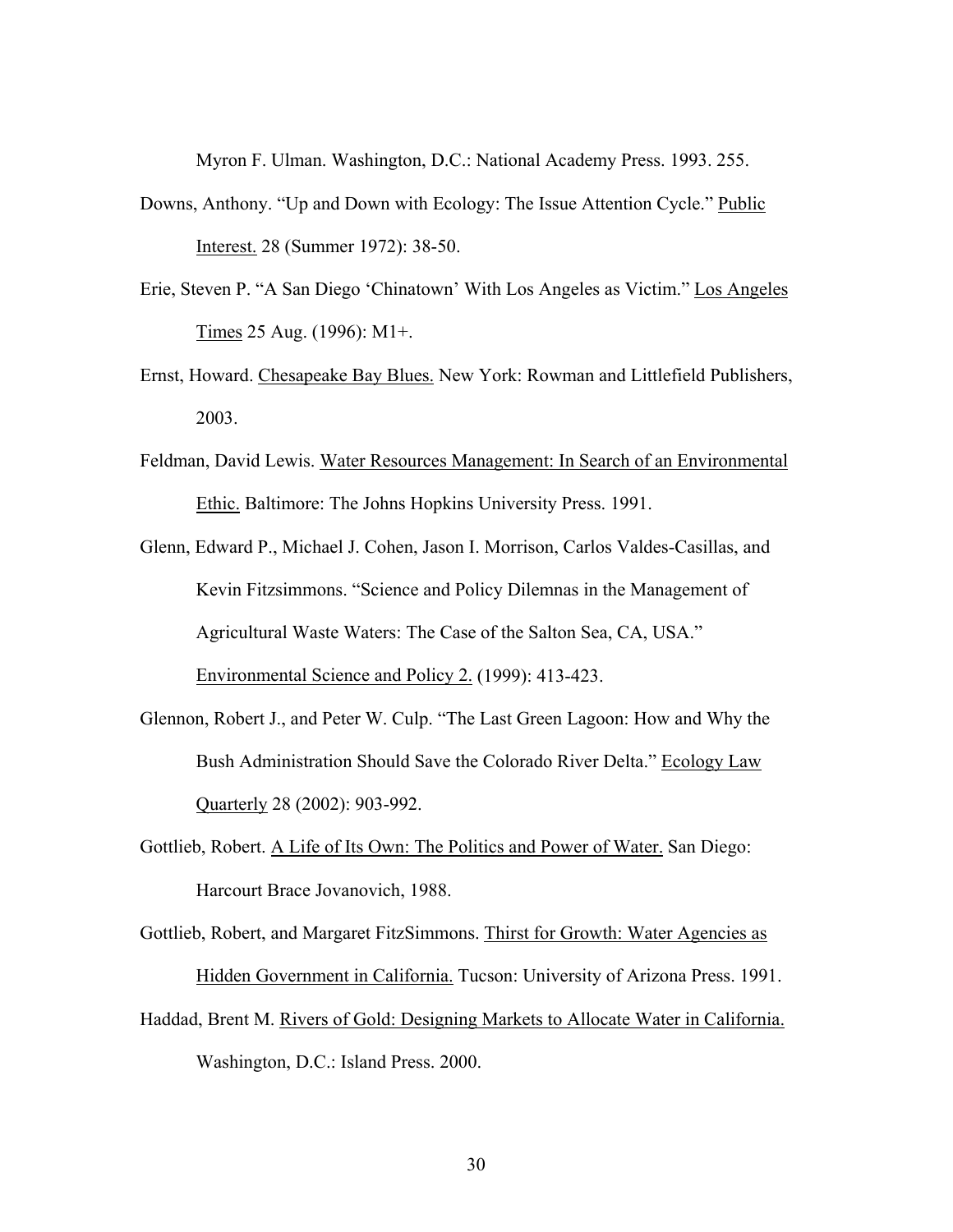Myron F. Ulman. Washington, D.C.: National Academy Press. 1993. 255.

Downs, Anthony. "Up and Down with Ecology: The Issue Attention Cycle." Public Interest. 28 (Summer 1972): 38-50.

Erie, Steven P. "A San Diego 'Chinatown' With Los Angeles as Victim." Los Angeles Times 25 Aug. (1996): M1+.

Ernst, Howard. Chesapeake Bay Blues. New York: Rowman and Littlefield Publishers, 2003.

Feldman, David Lewis. Water Resources Management: In Search of an Environmental Ethic. Baltimore: The Johns Hopkins University Press. 1991.

Glenn, Edward P., Michael J. Cohen, Jason I. Morrison, Carlos Valdes-Casillas, and Kevin Fitzsimmons. "Science and Policy Dilemnas in the Management of Agricultural Waste Waters: The Case of the Salton Sea, CA, USA." Environmental Science and Policy 2. (1999): 413-423.

Glennon, Robert J., and Peter W. Culp. "The Last Green Lagoon: How and Why the Bush Administration Should Save the Colorado River Delta." Ecology Law Quarterly 28 (2002): 903-992.

Gottlieb, Robert. A Life of Its Own: The Politics and Power of Water. San Diego: Harcourt Brace Jovanovich, 1988.

Gottlieb, Robert, and Margaret FitzSimmons. Thirst for Growth: Water Agencies as Hidden Government in California. Tucson: University of Arizona Press. 1991.

Haddad, Brent M. Rivers of Gold: Designing Markets to Allocate Water in California. Washington, D.C.: Island Press. 2000.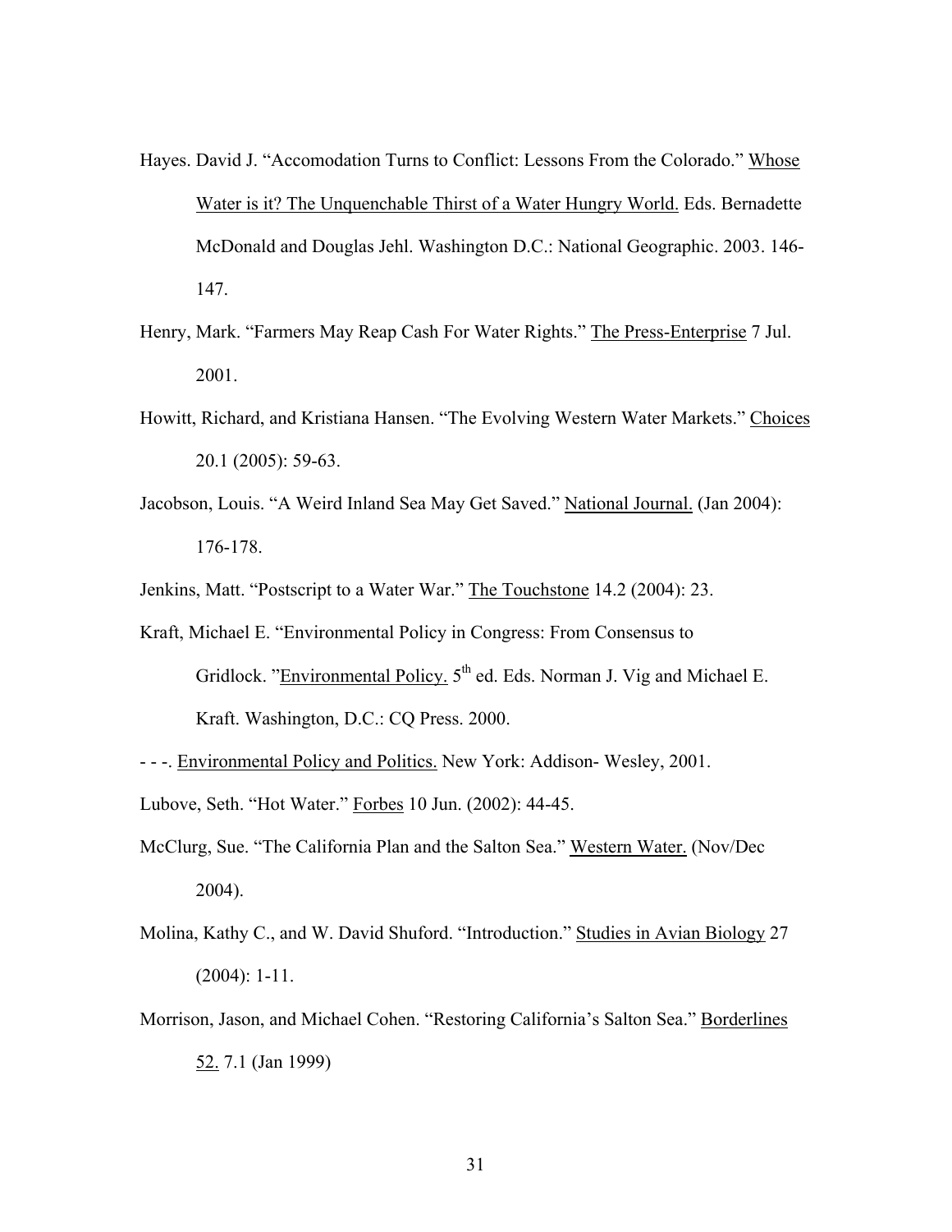Hayes. David J. "Accomodation Turns to Conflict: Lessons From the Colorado." Whose Water is it? The Unquenchable Thirst of a Water Hungry World. Eds. Bernadette McDonald and Douglas Jehl. Washington D.C.: National Geographic. 2003. 146-147.

Henry, Mark. "Farmers May Reap Cash For Water Rights." The Press-Enterprise 7 Jul. 2001.

Howitt, Richard, and Kristiana Hansen. "The Evolving Western Water Markets." Choices 20.1 (2005): 59-63.

Jacobson, Louis. "A Weird Inland Sea May Get Saved." National Journal. (Jan 2004): 176-178.

Jenkins, Matt. "Postscript to a Water War." The Touchstone 14.2 (2004): 23.

Kraft, Michael E. "Environmental Policy in Congress: From Consensus to Gridlock. "Environmental Policy. 5th ed. Eds. Norman J. Vig and Michael E. Kraft. Washington, D.C.: CQ Press. 2000.

- - -. Environmental Policy and Politics. New York: Addison- Wesley, 2001.

Lubove, Seth. "Hot Water." Forbes 10 Jun. (2002): 44-45.

McClurg, Sue. "The California Plan and the Salton Sea." Western Water. (Nov/Dec 2004).

Molina, Kathy C., and W. David Shuford. "Introduction." Studies in Avian Biology 27 (2004): 1-11.

Morrison, Jason, and Michael Cohen. "Restoring California's Salton Sea." Borderlines 52. 7.1 (Jan 1999)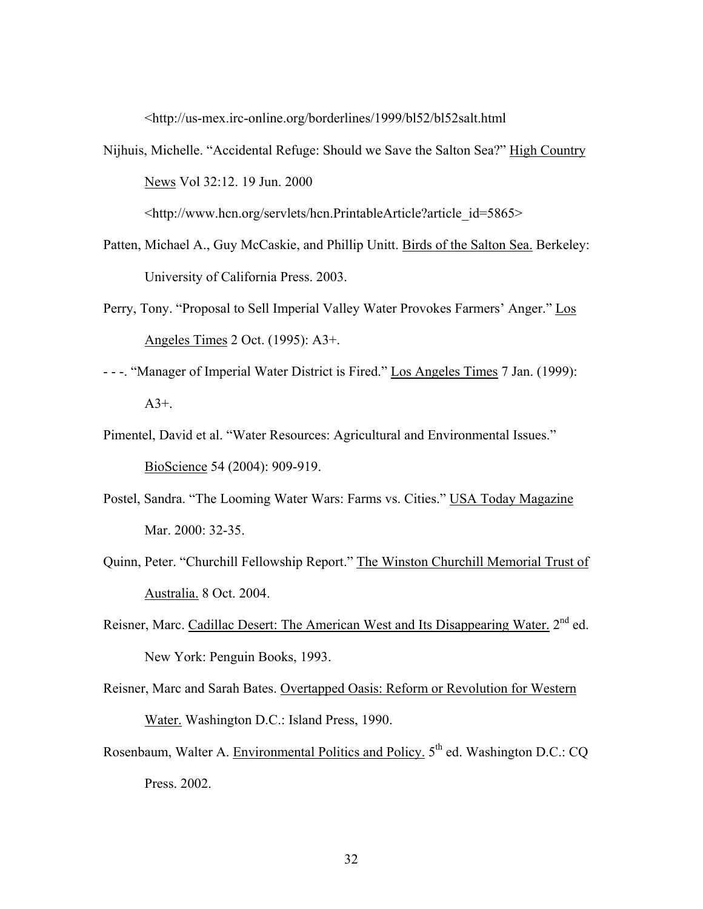<http://us-mex.irc-online.org/borderlines/1999/bl52/bl52salt.html

Nijhuis, Michelle. “Accidental Refuge: Should we Save the Salton Sea?” High Country News Vol 32:12. 19 Jun. 2000 <http://www.hcn.org/servlets/hcn.PrintableArticle?article_id=5865>

Patten, Michael A., Guy McCaskie, and Phillip Unitt. Birds of the Salton Sea. Berkeley: University of California Press. 2003.

Perry, Tony. “Proposal to Sell Imperial Valley Water Provokes Farmers’ Anger.” Los Angeles Times 2 Oct. (1995): A3+.

- - -. “Manager of Imperial Water District is Fired.” Los Angeles Times 7 Jan. (1999): A3+.

Pimentel, David et al. “Water Resources: Agricultural and Environmental Issues.” BioScience 54 (2004): 909-919.

Postel, Sandra. “The Looming Water Wars: Farms vs. Cities.” USA Today Magazine Mar. 2000: 32-35.

Quinn, Peter. “Churchill Fellowship Report.” The Winston Churchill Memorial Trust of Australia. 8 Oct. 2004.

Reisner, Marc. Cadillac Desert: The American West and Its Disappearing Water. 2nd ed. New York: Penguin Books, 1993.

Reisner, Marc and Sarah Bates. Overtapped Oasis: Reform or Revolution for Western Water. Washington D.C.: Island Press, 1990.

Rosenbaum, Walter A. Environmental Politics and Policy. 5th ed. Washington D.C.: CQ Press. 2002.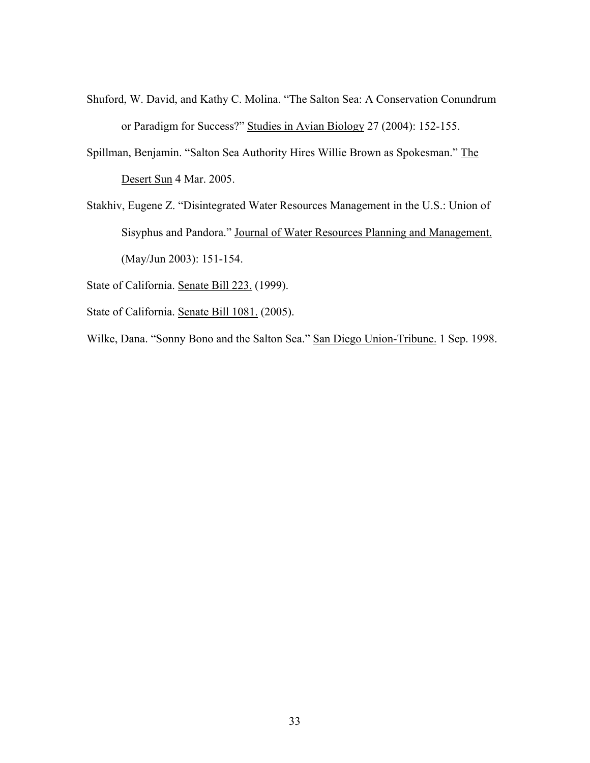Shuford, W. David, and Kathy C. Molina. "The Salton Sea: A Conservation Conundrum or Paradigm for Success?" Studies in Avian Biology 27 (2004): 152-155.

Spillman, Benjamin. "Salton Sea Authority Hires Willie Brown as Spokesman." The Desert Sun 4 Mar. 2005.

Stakhiv, Eugene Z. "Disintegrated Water Resources Management in the U.S.: Union of Sisyphus and Pandora." Journal of Water Resources Planning and Management. (May/Jun 2003): 151-154.

State of California. Senate Bill 223. (1999).

State of California. Senate Bill 1081. (2005).

Wilke, Dana. "Sonny Bono and the Salton Sea." San Diego Union-Tribune. 1 Sep. 1998.